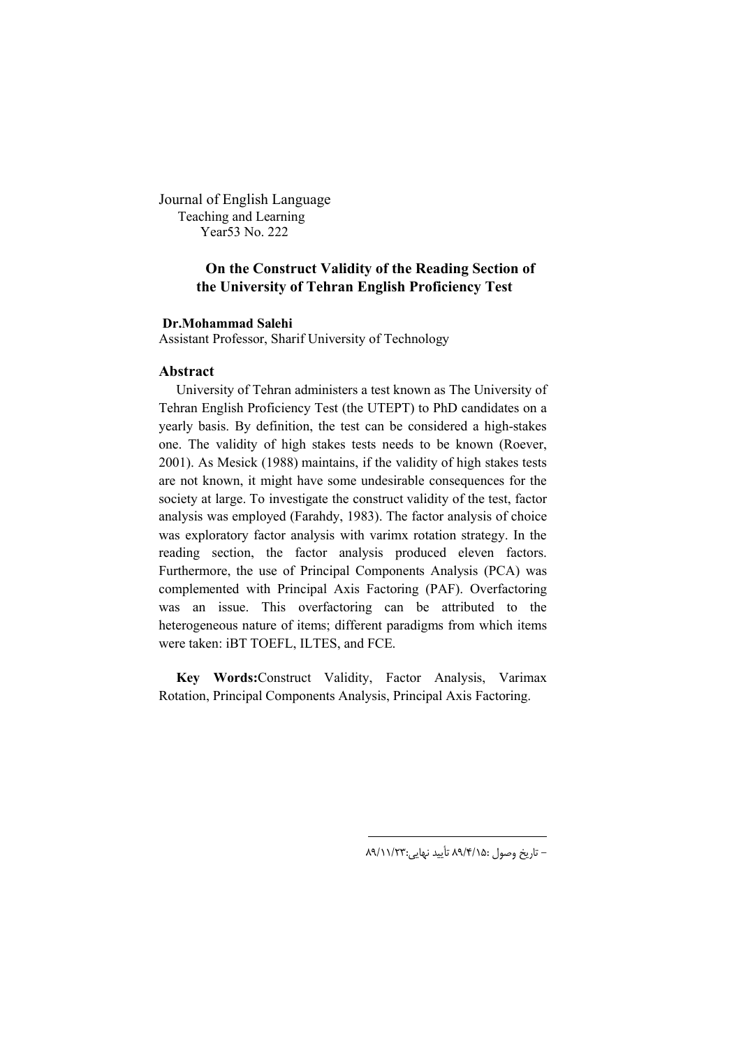Journal of English Language
Teaching and Learning
Year53 No. 222

# On the Construct Validity of the Reading Section of the University of Tehran English Proficiency Test

**Dr.Mohammad Salehi**
Assistant Professor, Sharif University of Technology

## Abstract

University of Tehran administers a test known as The University of Tehran English Proficiency Test (the UTEPT) to PhD candidates on a yearly basis. By definition, the test can be considered a high-stakes one. The validity of high stakes tests needs to be known (Roever, 2001). As Mesick (1988) maintains, if the validity of high stakes tests are not known, it might have some undesirable consequences for the society at large. To investigate the construct validity of the test, factor analysis was employed (Farahdy, 1983). The factor analysis of choice was exploratory factor analysis with varimx rotation strategy. In the reading section, the factor analysis produced eleven factors. Furthermore, the use of Principal Components Analysis (PCA) was complemented with Principal Axis Factoring (PAF). Overfactoring was an issue. This overfactoring can be attributed to the heterogeneous nature of items; different paradigms from which items were taken: iBT TOEFL, ILTES, and FCE.

**Key Words:**Construct Validity, Factor Analysis, Varimax Rotation, Principal Components Analysis, Principal Axis Factoring.

---

– تاریخ وصول :۸۹/۴/۱۵ تأیید نهایی:۸۹/۱۱/۲۳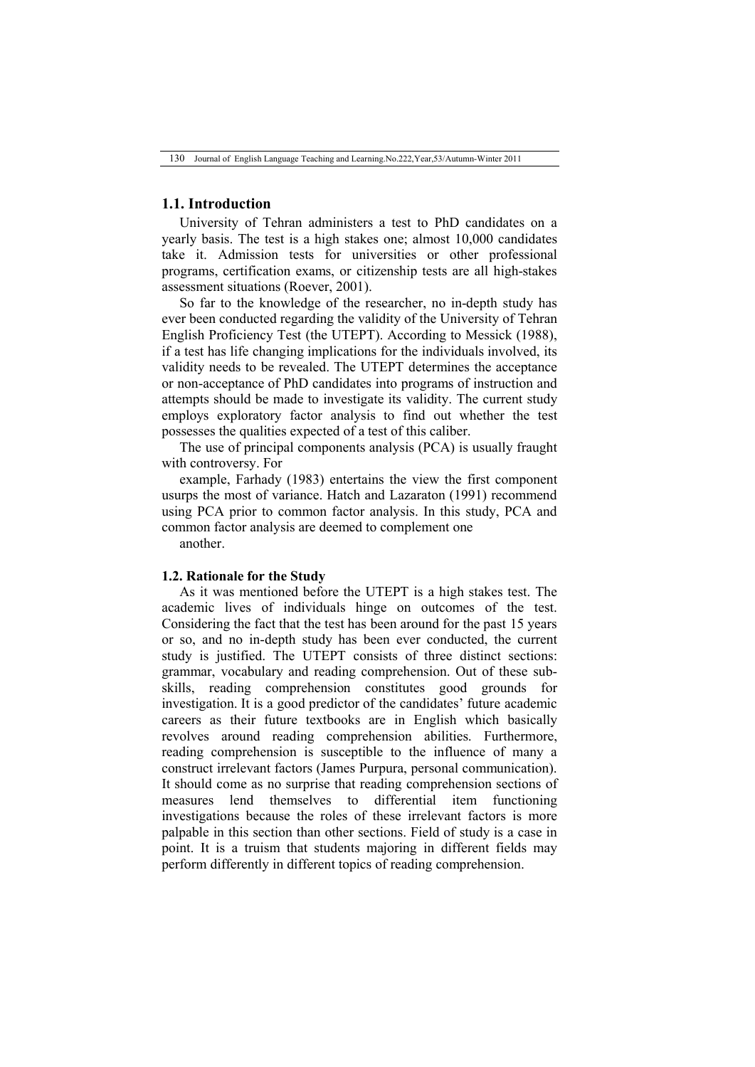## 1.1. Introduction

University of Tehran administers a test to PhD candidates on a yearly basis. The test is a high stakes one; almost 10,000 candidates take it. Admission tests for universities or other professional programs, certification exams, or citizenship tests are all high-stakes assessment situations (Roever, 2001).

So far to the knowledge of the researcher, no in-depth study has ever been conducted regarding the validity of the University of Tehran English Proficiency Test (the UTEPT). According to Messick (1988), if a test has life changing implications for the individuals involved, its validity needs to be revealed. The UTEPT determines the acceptance or non-acceptance of PhD candidates into programs of instruction and attempts should be made to investigate its validity. The current study employs exploratory factor analysis to find out whether the test possesses the qualities expected of a test of this caliber.

The use of principal components analysis (PCA) is usually fraught with controversy. For example, Farhady (1983) entertains the view the first component usurps the most of variance. Hatch and Lazaraton (1991) recommend using PCA prior to common factor analysis. In this study, PCA and common factor analysis are deemed to complement one another.

### 1.2. Rationale for the Study

As it was mentioned before the UTEPT is a high stakes test. The academic lives of individuals hinge on outcomes of the test. Considering the fact that the test has been around for the past 15 years or so, and no in-depth study has been ever conducted, the current study is justified. The UTEPT consists of three distinct sections: grammar, vocabulary and reading comprehension. Out of these sub-skills, reading comprehension constitutes good grounds for investigation. It is a good predictor of the candidates' future academic careers as their future textbooks are in English which basically revolves around reading comprehension abilities. Furthermore, reading comprehension is susceptible to the influence of many a construct irrelevant factors (James Purpura, personal communication). It should come as no surprise that reading comprehension sections of measures lend themselves to differential item functioning investigations because the roles of these irrelevant factors is more palpable in this section than other sections. Field of study is a case in point. It is a truism that students majoring in different fields may perform differently in different topics of reading comprehension.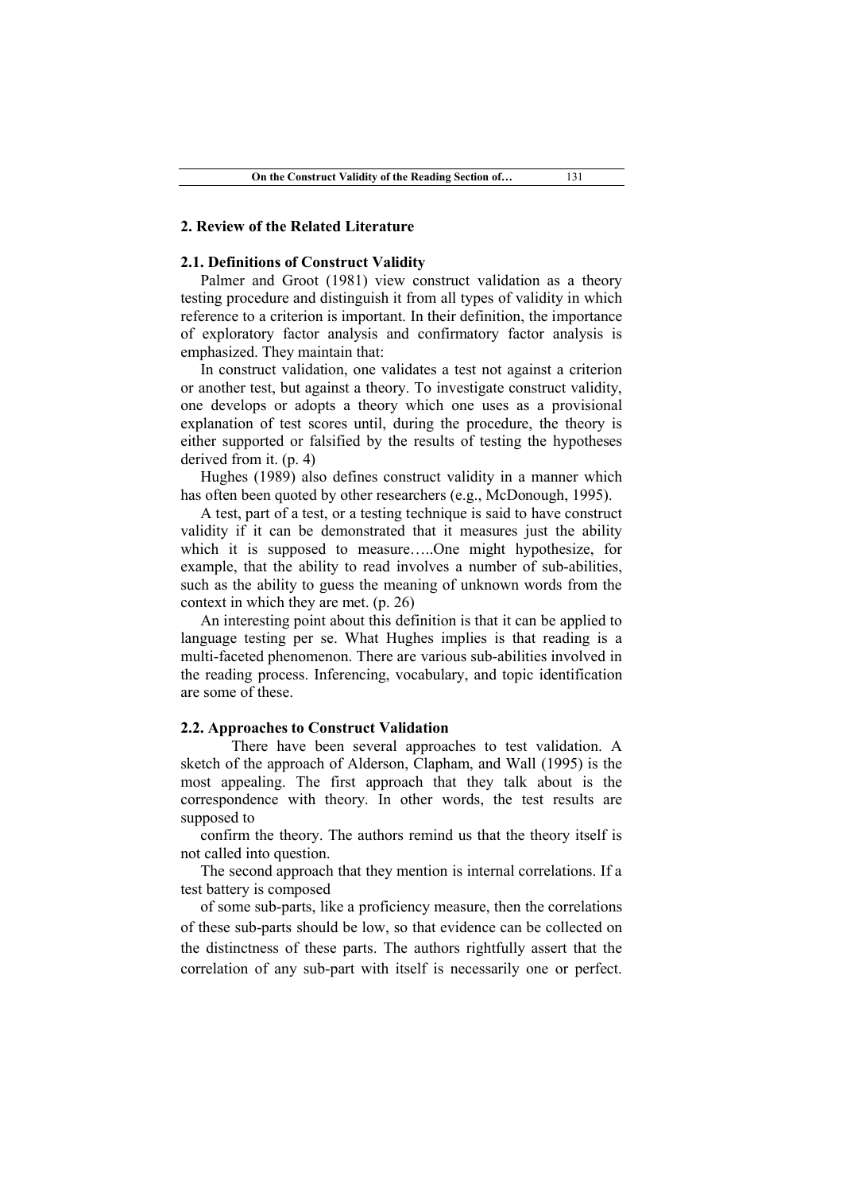## 2. Review of the Related Literature

### 2.1. Definitions of Construct Validity

Palmer and Groot (1981) view construct validation as a theory testing procedure and distinguish it from all types of validity in which reference to a criterion is important. In their definition, the importance of exploratory factor analysis and confirmatory factor analysis is emphasized. They maintain that:

In construct validation, one validates a test not against a criterion or another test, but against a theory. To investigate construct validity, one develops or adopts a theory which one uses as a provisional explanation of test scores until, during the procedure, the theory is either supported or falsified by the results of testing the hypotheses derived from it. (p. 4)

Hughes (1989) also defines construct validity in a manner which has often been quoted by other researchers (e.g., McDonough, 1995).

A test, part of a test, or a testing technique is said to have construct validity if it can be demonstrated that it measures just the ability which it is supposed to measure…..One might hypothesize, for example, that the ability to read involves a number of sub-abilities, such as the ability to guess the meaning of unknown words from the context in which they are met. (p. 26)

An interesting point about this definition is that it can be applied to language testing per se. What Hughes implies is that reading is a multi-faceted phenomenon. There are various sub-abilities involved in the reading process. Inferencing, vocabulary, and topic identification are some of these.

### 2.2. Approaches to Construct Validation

There have been several approaches to test validation. A sketch of the approach of Alderson, Clapham, and Wall (1995) is the most appealing. The first approach that they talk about is the correspondence with theory. In other words, the test results are supposed to confirm the theory. The authors remind us that the theory itself is not called into question.

The second approach that they mention is internal correlations. If a test battery is composed of some sub-parts, like a proficiency measure, then the correlations of these sub-parts should be low, so that evidence can be collected on the distinctness of these parts. The authors rightfully assert that the correlation of any sub-part with itself is necessarily one or perfect.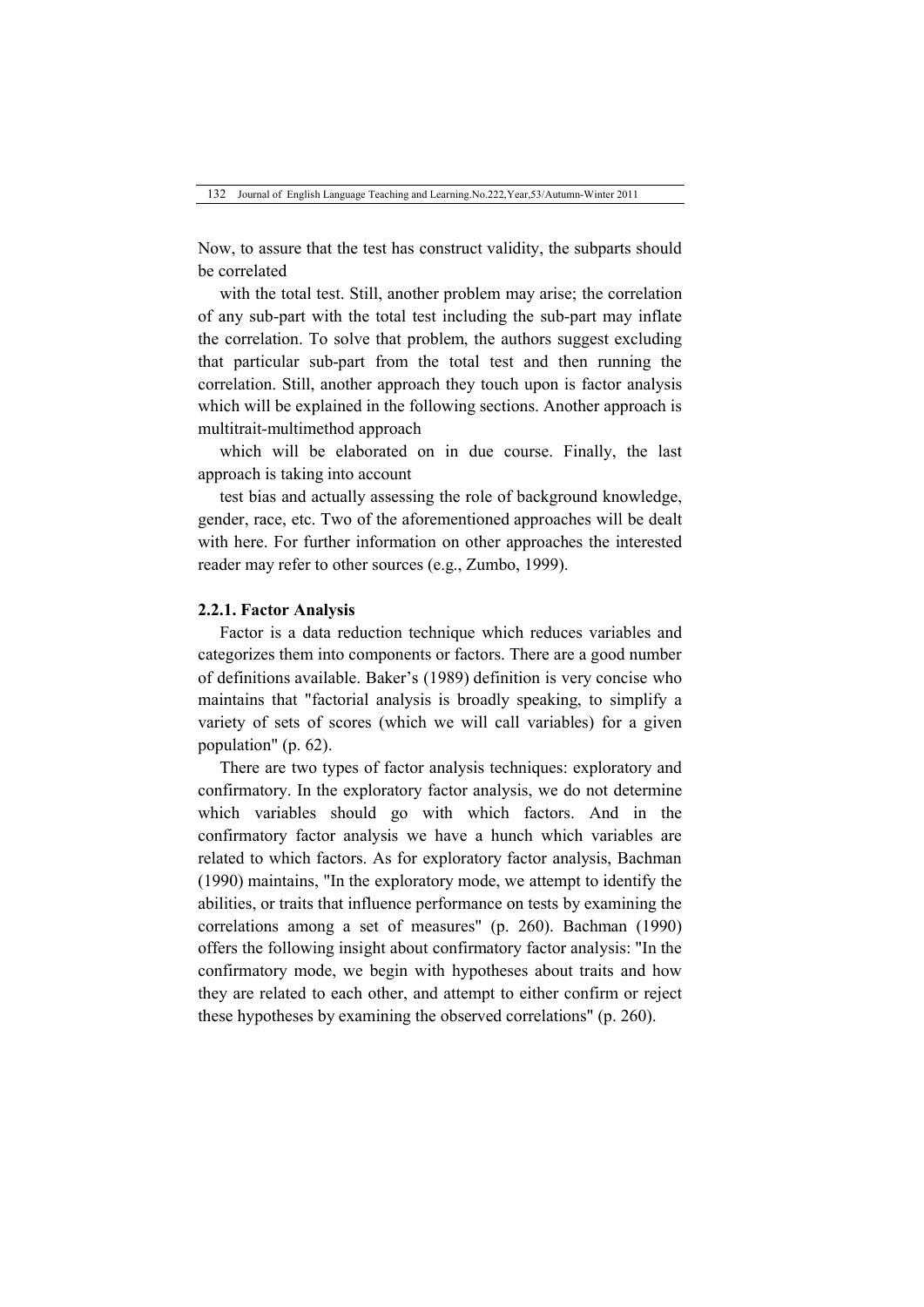Now, to assure that the test has construct validity, the subparts should be correlated

with the total test. Still, another problem may arise; the correlation of any sub-part with the total test including the sub-part may inflate the correlation. To solve that problem, the authors suggest excluding that particular sub-part from the total test and then running the correlation. Still, another approach they touch upon is factor analysis which will be explained in the following sections. Another approach is multitrait-multimethod approach

which will be elaborated on in due course. Finally, the last approach is taking into account

test bias and actually assessing the role of background knowledge, gender, race, etc. Two of the aforementioned approaches will be dealt with here. For further information on other approaches the interested reader may refer to other sources (e.g., Zumbo, 1999).

### 2.2.1. Factor Analysis

Factor is a data reduction technique which reduces variables and categorizes them into components or factors. There are a good number of definitions available. Baker's (1989) definition is very concise who maintains that "factorial analysis is broadly speaking, to simplify a variety of sets of scores (which we will call variables) for a given population" (p. 62).

There are two types of factor analysis techniques: exploratory and confirmatory. In the exploratory factor analysis, we do not determine which variables should go with which factors. And in the confirmatory factor analysis we have a hunch which variables are related to which factors. As for exploratory factor analysis, Bachman (1990) maintains, "In the exploratory mode, we attempt to identify the abilities, or traits that influence performance on tests by examining the correlations among a set of measures" (p. 260). Bachman (1990) offers the following insight about confirmatory factor analysis: "In the confirmatory mode, we begin with hypotheses about traits and how they are related to each other, and attempt to either confirm or reject these hypotheses by examining the observed correlations" (p. 260).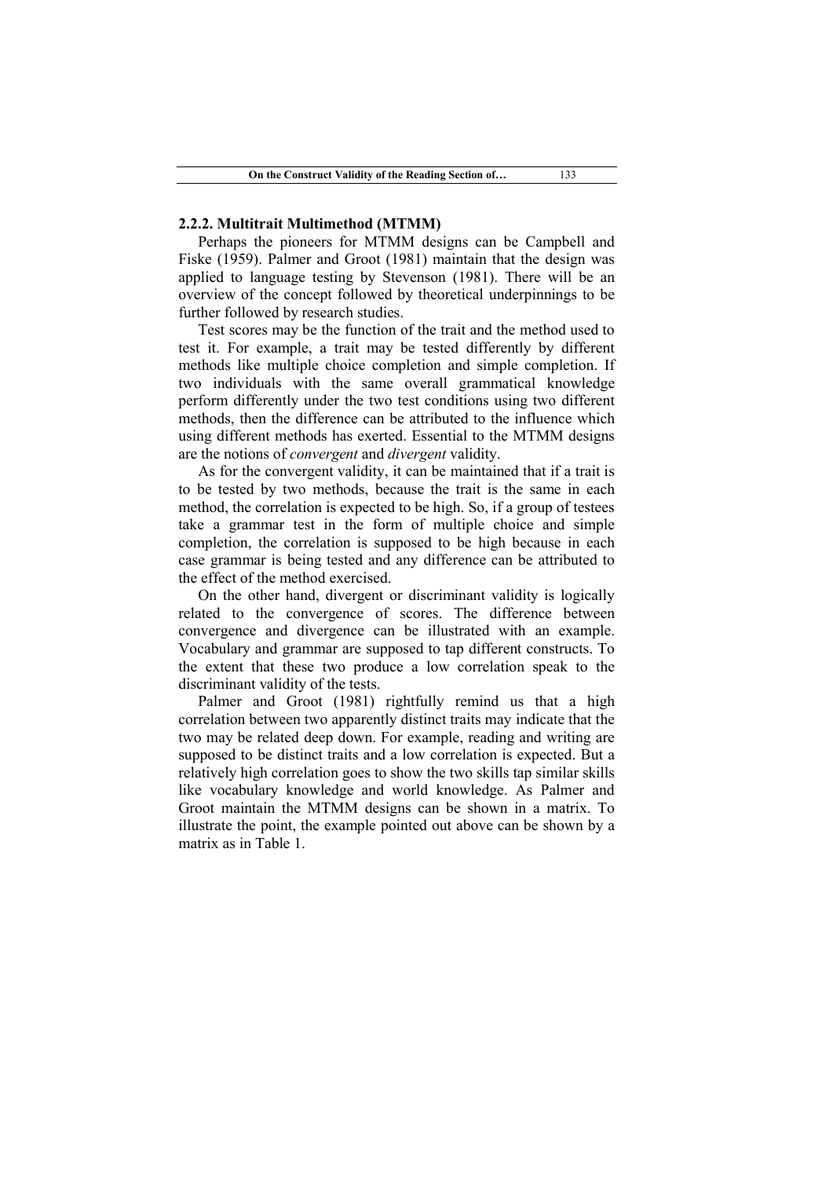### 2.2.2. Multitrait Multimethod (MTMM)

Perhaps the pioneers for MTMM designs can be Campbell and Fiske (1959). Palmer and Groot (1981) maintain that the design was applied to language testing by Stevenson (1981). There will be an overview of the concept followed by theoretical underpinnings to be further followed by research studies.

Test scores may be the function of the trait and the method used to test it. For example, a trait may be tested differently by different methods like multiple choice completion and simple completion. If two individuals with the same overall grammatical knowledge perform differently under the two test conditions using two different methods, then the difference can be attributed to the influence which using different methods has exerted. Essential to the MTMM designs are the notions of *convergent* and *divergent* validity.

As for the convergent validity, it can be maintained that if a trait is to be tested by two methods, because the trait is the same in each method, the correlation is expected to be high. So, if a group of testees take a grammar test in the form of multiple choice and simple completion, the correlation is supposed to be high because in each case grammar is being tested and any difference can be attributed to the effect of the method exercised.

On the other hand, divergent or discriminant validity is logically related to the convergence of scores. The difference between convergence and divergence can be illustrated with an example. Vocabulary and grammar are supposed to tap different constructs. To the extent that these two produce a low correlation speak to the discriminant validity of the tests.

Palmer and Groot (1981) rightfully remind us that a high correlation between two apparently distinct traits may indicate that the two may be related deep down. For example, reading and writing are supposed to be distinct traits and a low correlation is expected. But a relatively high correlation goes to show the two skills tap similar skills like vocabulary knowledge and world knowledge. As Palmer and Groot maintain the MTMM designs can be shown in a matrix. To illustrate the point, the example pointed out above can be shown by a matrix as in Table 1.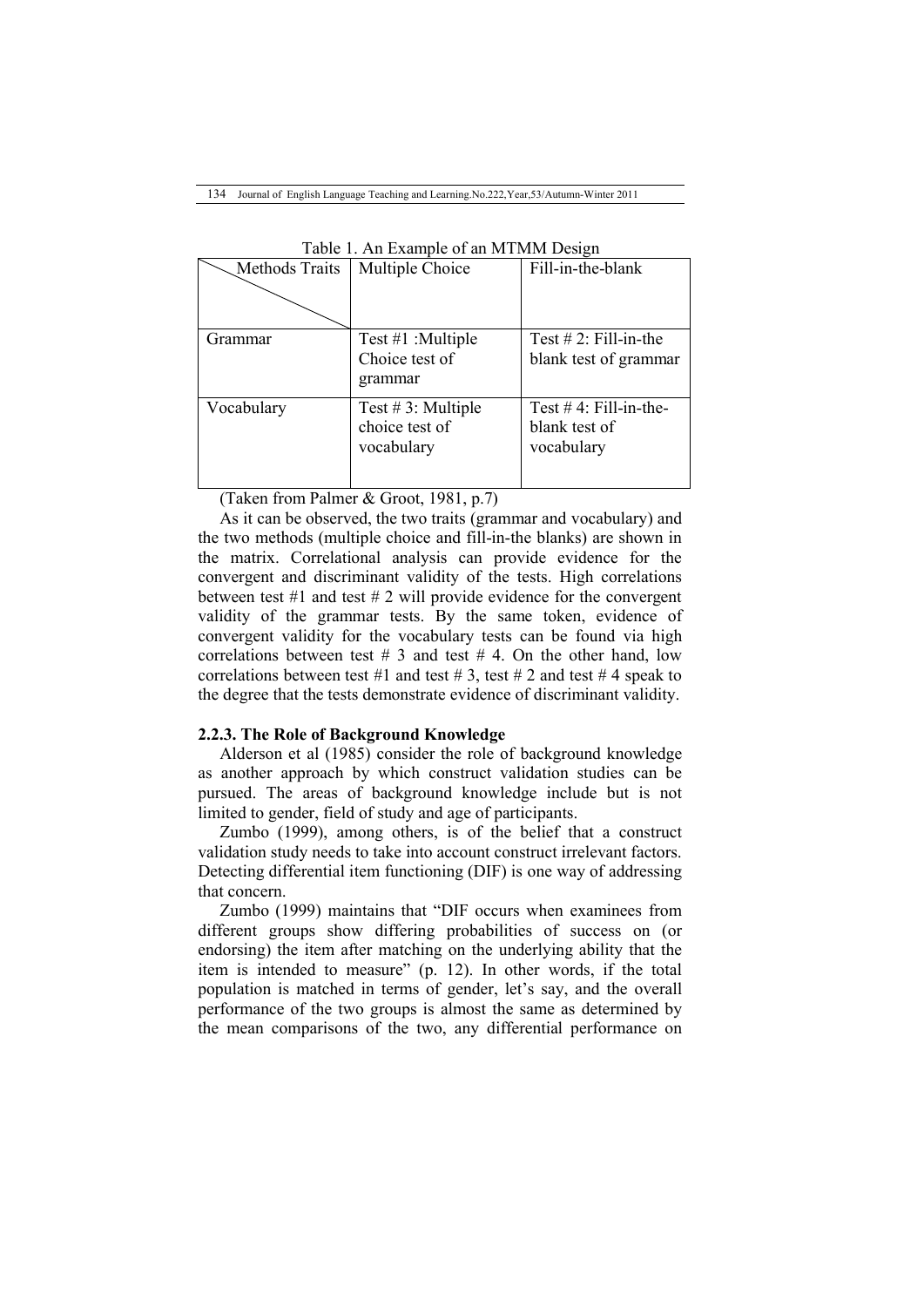Table 1. An Example of an MTMM Design

| Methods Traits | Multiple Choice | Fill-in-the-blank |
|---|---|---|
| Grammar | Test #1 :Multiple Choice test of grammar | Test # 2: Fill-in-the blank test of grammar |
| Vocabulary | Test # 3: Multiple choice test of vocabulary | Test # 4: Fill-in-the-blank test of vocabulary |

(Taken from Palmer & Groot, 1981, p.7)

As it can be observed, the two traits (grammar and vocabulary) and the two methods (multiple choice and fill-in-the blanks) are shown in the matrix. Correlational analysis can provide evidence for the convergent and discriminant validity of the tests. High correlations between test #1 and test # 2 will provide evidence for the convergent validity of the grammar tests. By the same token, evidence of convergent validity for the vocabulary tests can be found via high correlations between test # 3 and test # 4. On the other hand, low correlations between test #1 and test # 3, test # 2 and test # 4 speak to the degree that the tests demonstrate evidence of discriminant validity.

### 2.2.3. The Role of Background Knowledge

Alderson et al (1985) consider the role of background knowledge as another approach by which construct validation studies can be pursued. The areas of background knowledge include but is not limited to gender, field of study and age of participants.

Zumbo (1999), among others, is of the belief that a construct validation study needs to take into account construct irrelevant factors. Detecting differential item functioning (DIF) is one way of addressing that concern.

Zumbo (1999) maintains that "DIF occurs when examinees from different groups show differing probabilities of success on (or endorsing) the item after matching on the underlying ability that the item is intended to measure" (p. 12). In other words, if the total population is matched in terms of gender, let's say, and the overall performance of the two groups is almost the same as determined by the mean comparisons of the two, any differential performance on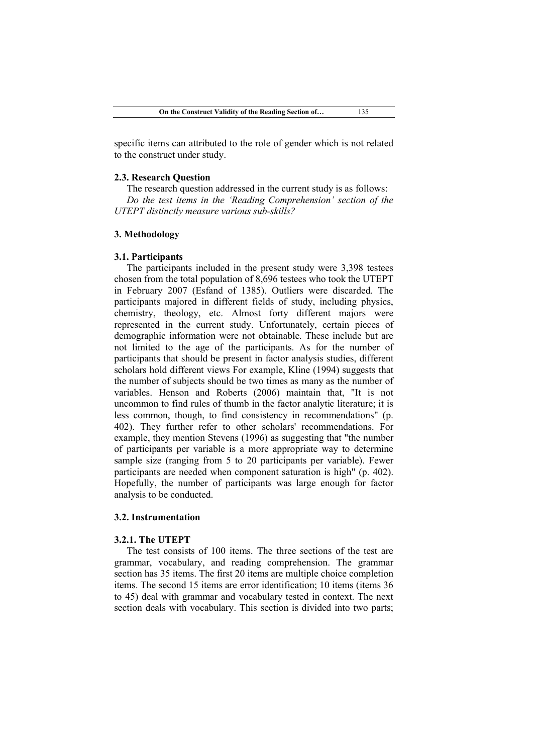specific items can attributed to the role of gender which is not related to the construct under study.

### 2.3. Research Question

The research question addressed in the current study is as follows:

*Do the test items in the 'Reading Comprehension' section of the UTEPT distinctly measure various sub-skills?*

## 3. Methodology

### 3.1. Participants

The participants included in the present study were 3,398 testees chosen from the total population of 8,696 testees who took the UTEPT in February 2007 (Esfand of 1385). Outliers were discarded. The participants majored in different fields of study, including physics, chemistry, theology, etc. Almost forty different majors were represented in the current study. Unfortunately, certain pieces of demographic information were not obtainable. These include but are not limited to the age of the participants. As for the number of participants that should be present in factor analysis studies, different scholars hold different views For example, Kline (1994) suggests that the number of subjects should be two times as many as the number of variables. Henson and Roberts (2006) maintain that, "It is not uncommon to find rules of thumb in the factor analytic literature; it is less common, though, to find consistency in recommendations" (p. 402). They further refer to other scholars' recommendations. For example, they mention Stevens (1996) as suggesting that "the number of participants per variable is a more appropriate way to determine sample size (ranging from 5 to 20 participants per variable). Fewer participants are needed when component saturation is high" (p. 402). Hopefully, the number of participants was large enough for factor analysis to be conducted.

### 3.2. Instrumentation

#### 3.2.1. The UTEPT

The test consists of 100 items. The three sections of the test are grammar, vocabulary, and reading comprehension. The grammar section has 35 items. The first 20 items are multiple choice completion items. The second 15 items are error identification; 10 items (items 36 to 45) deal with grammar and vocabulary tested in context. The next section deals with vocabulary. This section is divided into two parts;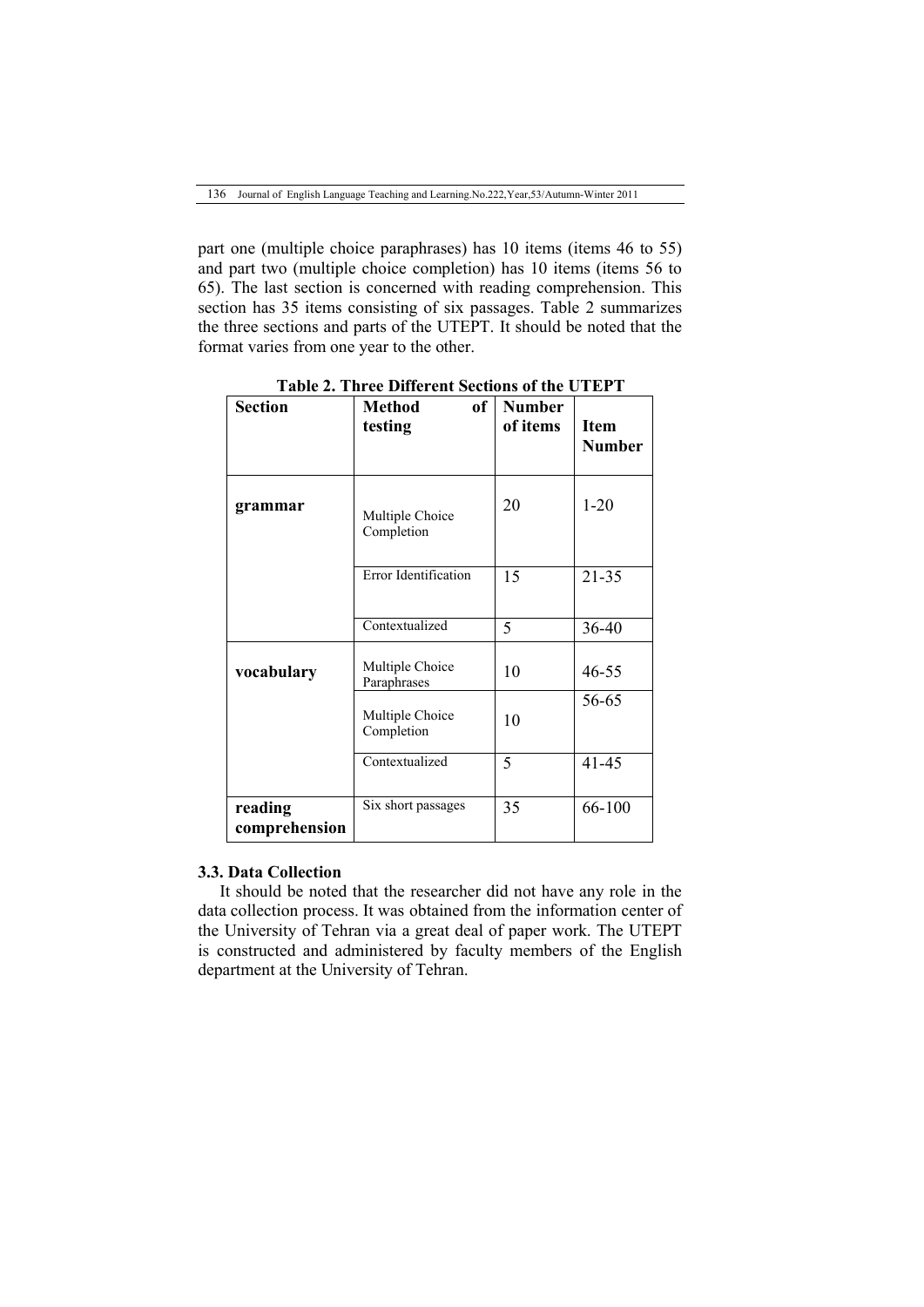part one (multiple choice paraphrases) has 10 items (items 46 to 55) and part two (multiple choice completion) has 10 items (items 56 to 65). The last section is concerned with reading comprehension. This section has 35 items consisting of six passages. Table 2 summarizes the three sections and parts of the UTEPT. It should be noted that the format varies from one year to the other.

**Table 2. Three Different Sections of the UTEPT**

| Section | Method of testing | Number of items | Item Number |
|---|---|---|---|
| **grammar** | Multiple Choice Completion | 20 | 1-20 |
| | Error Identification | 15 | 21-35 |
| | Contextualized | 5 | 36-40 |
| **vocabulary** | Multiple Choice Paraphrases | 10 | 46-55 |
| | Multiple Choice Completion | 10 | 56-65 |
| | Contextualized | 5 | 41-45 |
| **reading comprehension** | Six short passages | 35 | 66-100 |

### 3.3. Data Collection

It should be noted that the researcher did not have any role in the data collection process. It was obtained from the information center of the University of Tehran via a great deal of paper work. The UTEPT is constructed and administered by faculty members of the English department at the University of Tehran.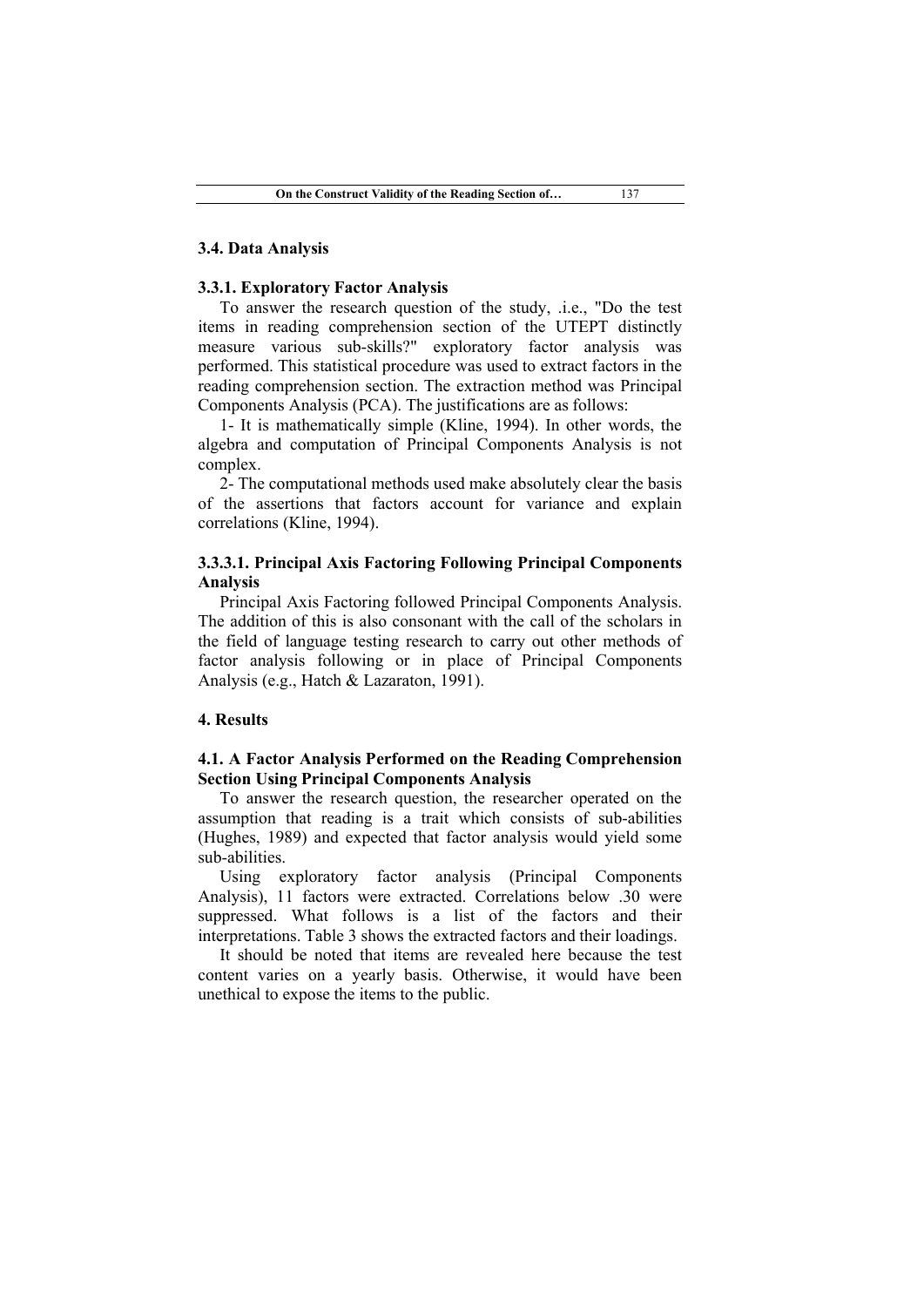### 3.4. Data Analysis

#### 3.3.1. Exploratory Factor Analysis

To answer the research question of the study, .i.e., "Do the test items in reading comprehension section of the UTEPT distinctly measure various sub-skills?" exploratory factor analysis was performed. This statistical procedure was used to extract factors in the reading comprehension section. The extraction method was Principal Components Analysis (PCA). The justifications are as follows:

1- It is mathematically simple (Kline, 1994). In other words, the algebra and computation of Principal Components Analysis is not complex.

2- The computational methods used make absolutely clear the basis of the assertions that factors account for variance and explain correlations (Kline, 1994).

#### 3.3.3.1. Principal Axis Factoring Following Principal Components Analysis

Principal Axis Factoring followed Principal Components Analysis. The addition of this is also consonant with the call of the scholars in the field of language testing research to carry out other methods of factor analysis following or in place of Principal Components Analysis (e.g., Hatch & Lazaraton, 1991).

## 4. Results

### 4.1. A Factor Analysis Performed on the Reading Comprehension Section Using Principal Components Analysis

To answer the research question, the researcher operated on the assumption that reading is a trait which consists of sub-abilities (Hughes, 1989) and expected that factor analysis would yield some sub-abilities.

Using exploratory factor analysis (Principal Components Analysis), 11 factors were extracted. Correlations below .30 were suppressed. What follows is a list of the factors and their interpretations. Table 3 shows the extracted factors and their loadings.

It should be noted that items are revealed here because the test content varies on a yearly basis. Otherwise, it would have been unethical to expose the items to the public.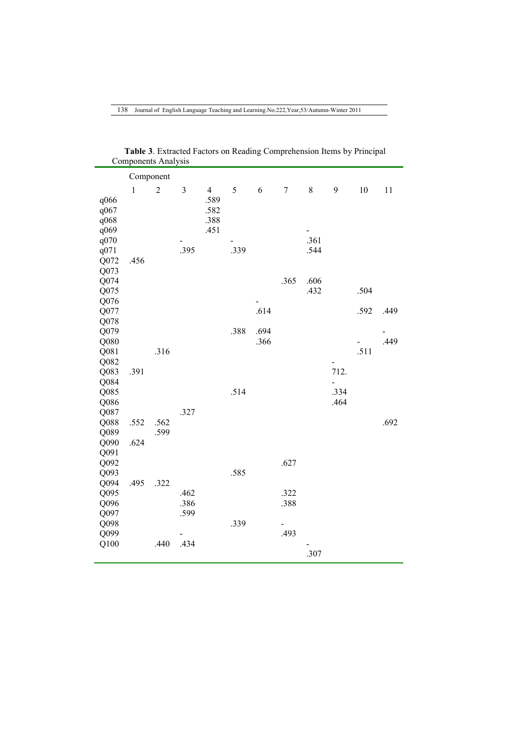**Table 3**. Extracted Factors on Reading Comprehension Items by Principal Components Analysis

| | Component | | | | | | | | | | |
|---|---|---|---|---|---|---|---|---|---|---|---|
| | 1 | 2 | 3 | 4 | 5 | 6 | 7 | 8 | 9 | 10 | 11 |
| q066 | | | | .589 | | | | | | | |
| q067 | | | | .582 | | | | | | | |
| q068 | | | | .388 | | | | | | | |
| q069 | | | | .451 | | | | - | | | |
| q070 | | | - | | - | | | .361 | | | |
| q071 | | | .395 | | .339 | | | .544 | | | |
| Q072 | .456 | | | | | | | | | | |
| Q073 | | | | | | | | | | | |
| Q074 | | | | | | | .365 | .606 | | | |
| Q075 | | | | | | | | .432 | | .504 | |
| Q076 | | | | | | - | | | | | |
| Q077 | | | | | | .614 | | | | .592 | .449 |
| Q078 | | | | | | | | | | | |
| Q079 | | | | | .388 | .694 | | | | | - |
| Q080 | | | | | | .366 | | | | - | .449 |
| Q081 | | .316 | | | | | | | | .511 | |
| Q082 | | | | | | | | | - | | |
| Q083 | .391 | | | | | | | | 712. | | |
| Q084 | | | | | | | | | - | | |
| Q085 | | | | | .514 | | | | .334 | | |
| Q086 | | | | | | | | | .464 | | |
| Q087 | | | .327 | | | | | | | | |
| Q088 | .552 | .562 | | | | | | | | | .692 |
| Q089 | | .599 | | | | | | | | | |
| Q090 | .624 | | | | | | | | | | |
| Q091 | | | | | | | | | | | |
| Q092 | | | | | | | .627 | | | | |
| Q093 | | | | | .585 | | | | | | |
| Q094 | .495 | .322 | | | | | | | | | |
| Q095 | | | .462 | | | | .322 | | | | |
| Q096 | | | .386 | | | | .388 | | | | |
| Q097 | | | .599 | | | | | | | | |
| Q098 | | | | | .339 | | - | | | | |
| Q099 | | | - | | | | .493 | | | | |
| Q100 | | .440 | .434 | | | | | - | | | |
| | | | | | | | | .307 | | | |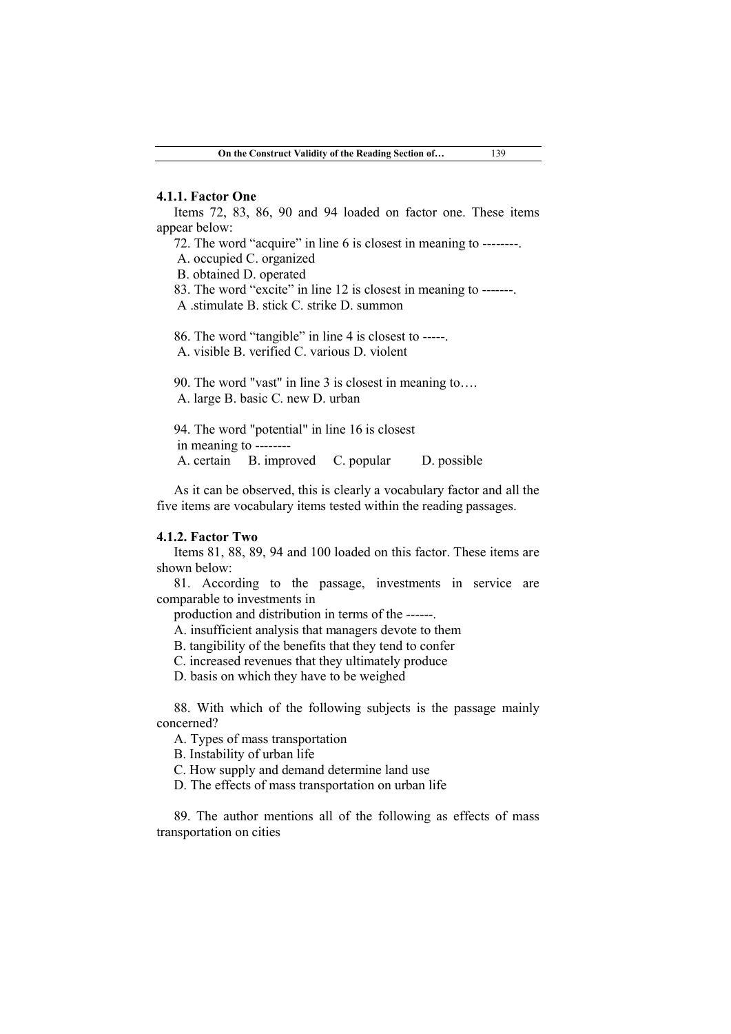#### 4.1.1. Factor One

Items 72, 83, 86, 90 and 94 loaded on factor one. These items appear below:

72. The word "acquire" in line 6 is closest in meaning to --------.
 A. occupied C. organized
 B. obtained D. operated

83. The word "excite" in line 12 is closest in meaning to -------.
 A .stimulate B. stick C. strike D. summon

86. The word "tangible" in line 4 is closest to -----.
 A. visible B. verified C. various D. violent

90. The word "vast" in line 3 is closest in meaning to….
 A. large B. basic C. new D. urban

94. The word "potential" in line 16 is closest in meaning to --------
 A. certain  B. improved  C. popular  D. possible

As it can be observed, this is clearly a vocabulary factor and all the five items are vocabulary items tested within the reading passages.

#### 4.1.2. Factor Two

Items 81, 88, 89, 94 and 100 loaded on this factor. These items are shown below:

81. According to the passage, investments in service are comparable to investments in production and distribution in terms of the ------.
 A. insufficient analysis that managers devote to them
 B. tangibility of the benefits that they tend to confer
 C. increased revenues that they ultimately produce
 D. basis on which they have to be weighed

88. With which of the following subjects is the passage mainly concerned?
 A. Types of mass transportation
 B. Instability of urban life
 C. How supply and demand determine land use
 D. The effects of mass transportation on urban life

89. The author mentions all of the following as effects of mass transportation on cities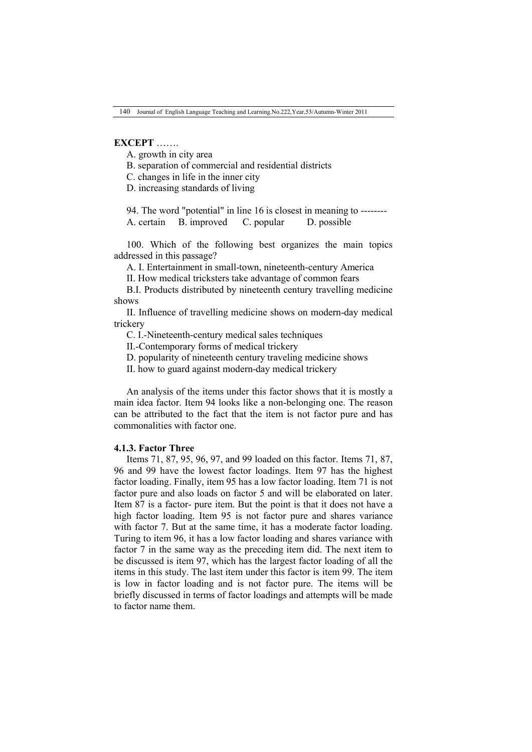**EXCEPT** …….

A. growth in city area

B. separation of commercial and residential districts

C. changes in life in the inner city

D. increasing standards of living

94. The word "potential" in line 16 is closest in meaning to --------

A. certain B. improved C. popular D. possible

100. Which of the following best organizes the main topics addressed in this passage?

A. I. Entertainment in small-town, nineteenth-century America

II. How medical tricksters take advantage of common fears

B.I. Products distributed by nineteenth century travelling medicine shows

II. Influence of travelling medicine shows on modern-day medical trickery

C. I.-Nineteenth-century medical sales techniques

II.-Contemporary forms of medical trickery

D. popularity of nineteenth century traveling medicine shows

II. how to guard against modern-day medical trickery

An analysis of the items under this factor shows that it is mostly a main idea factor. Item 94 looks like a non-belonging one. The reason can be attributed to the fact that the item is not factor pure and has commonalities with factor one.

### 4.1.3. Factor Three

Items 71, 87, 95, 96, 97, and 99 loaded on this factor. Items 71, 87, 96 and 99 have the lowest factor loadings. Item 97 has the highest factor loading. Finally, item 95 has a low factor loading. Item 71 is not factor pure and also loads on factor 5 and will be elaborated on later. Item 87 is a factor- pure item. But the point is that it does not have a high factor loading. Item 95 is not factor pure and shares variance with factor 7. But at the same time, it has a moderate factor loading. Turing to item 96, it has a low factor loading and shares variance with factor 7 in the same way as the preceding item did. The next item to be discussed is item 97, which has the largest factor loading of all the items in this study. The last item under this factor is item 99. The item is low in factor loading and is not factor pure. The items will be briefly discussed in terms of factor loadings and attempts will be made to factor name them.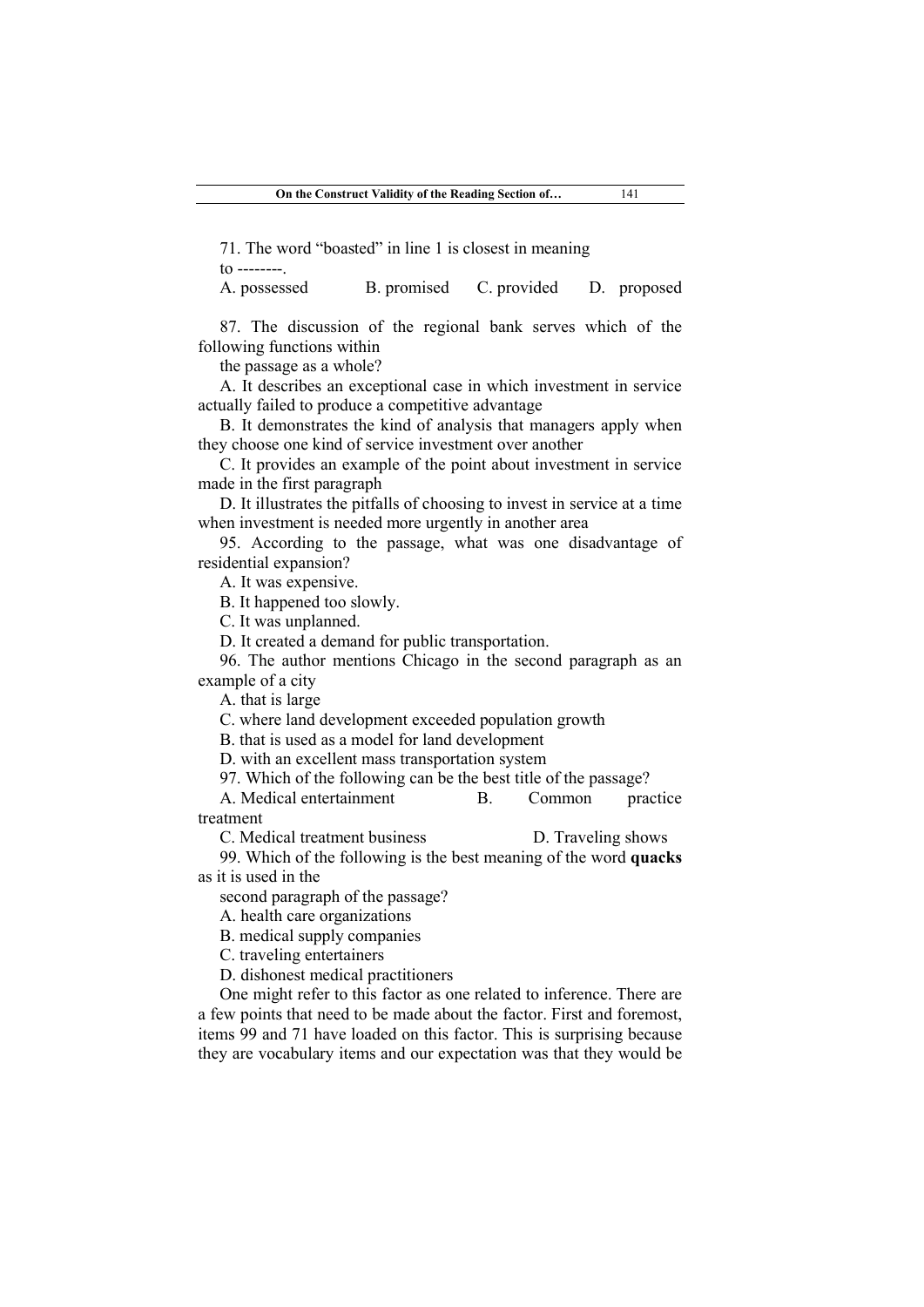71. The word “boasted” in line 1 is closest in meaning to --------.

A. possessed B. promised C. provided D. proposed

87. The discussion of the regional bank serves which of the following functions within the passage as a whole?

A. It describes an exceptional case in which investment in service actually failed to produce a competitive advantage

B. It demonstrates the kind of analysis that managers apply when they choose one kind of service investment over another

C. It provides an example of the point about investment in service made in the first paragraph

D. It illustrates the pitfalls of choosing to invest in service at a time when investment is needed more urgently in another area

95. According to the passage, what was one disadvantage of residential expansion?

A. It was expensive.

B. It happened too slowly.

C. It was unplanned.

D. It created a demand for public transportation.

96. The author mentions Chicago in the second paragraph as an example of a city

A. that is large

C. where land development exceeded population growth

B. that is used as a model for land development

D. with an excellent mass transportation system

97. Which of the following can be the best title of the passage?

A. Medical entertainment B. Common practice treatment

C. Medical treatment business D. Traveling shows

99. Which of the following is the best meaning of the word **quacks** as it is used in the second paragraph of the passage?

A. health care organizations

B. medical supply companies

C. traveling entertainers

D. dishonest medical practitioners

One might refer to this factor as one related to inference. There are a few points that need to be made about the factor. First and foremost, items 99 and 71 have loaded on this factor. This is surprising because they are vocabulary items and our expectation was that they would be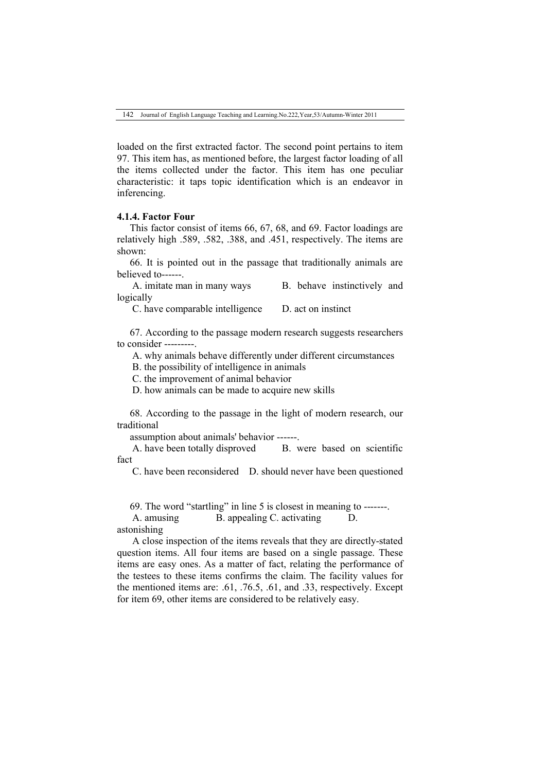loaded on the first extracted factor. The second point pertains to item 97. This item has, as mentioned before, the largest factor loading of all the items collected under the factor. This item has one peculiar characteristic: it taps topic identification which is an endeavor in inferencing.

#### 4.1.4. Factor Four

This factor consist of items 66, 67, 68, and 69. Factor loadings are relatively high .589, .582, .388, and .451, respectively. The items are shown:

66. It is pointed out in the passage that traditionally animals are believed to------.

A. imitate man in many ways B. behave instinctively and logically

C. have comparable intelligence D. act on instinct

67. According to the passage modern research suggests researchers to consider ---------.

A. why animals behave differently under different circumstances

B. the possibility of intelligence in animals

C. the improvement of animal behavior

D. how animals can be made to acquire new skills

68. According to the passage in the light of modern research, our traditional

assumption about animals' behavior ------.

A. have been totally disproved B. were based on scientific fact

C. have been reconsidered D. should never have been questioned

69. The word “startling” in line 5 is closest in meaning to -------.

A. amusing B. appealing C. activating D. astonishing

A close inspection of the items reveals that they are directly-stated question items. All four items are based on a single passage. These items are easy ones. As a matter of fact, relating the performance of the testees to these items confirms the claim. The facility values for the mentioned items are: .61, .76.5, .61, and .33, respectively. Except for item 69, other items are considered to be relatively easy.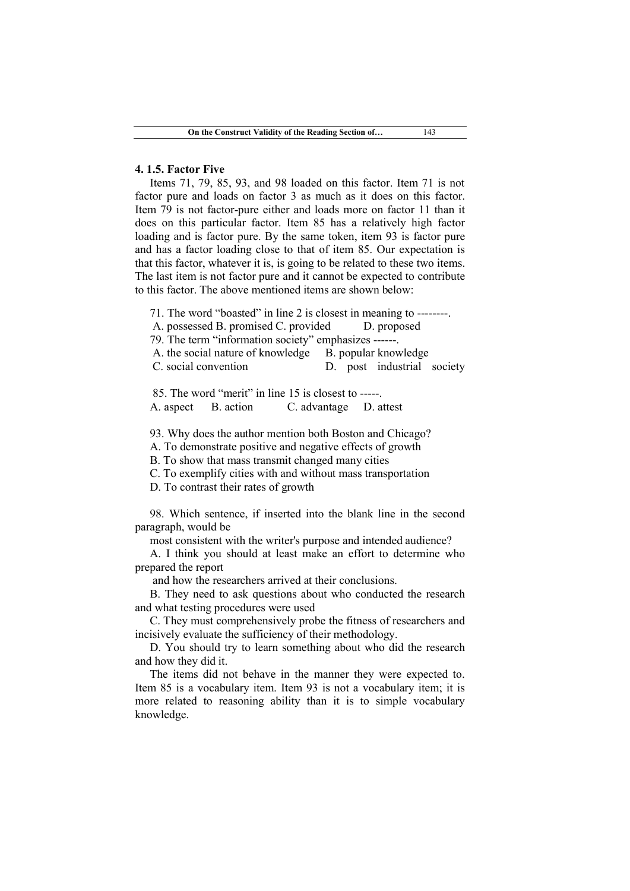### 4. 1.5. Factor Five

Items 71, 79, 85, 93, and 98 loaded on this factor. Item 71 is not factor pure and loads on factor 3 as much as it does on this factor. Item 79 is not factor-pure either and loads more on factor 11 than it does on this particular factor. Item 85 has a relatively high factor loading and is factor pure. By the same token, item 93 is factor pure and has a factor loading close to that of item 85. Our expectation is that this factor, whatever it is, is going to be related to these two items. The last item is not factor pure and it cannot be expected to contribute to this factor. The above mentioned items are shown below:

71. The word "boasted" in line 2 is closest in meaning to --------.
A. possessed B. promised C. provided D. proposed

79. The term "information society" emphasizes ------.
A. the social nature of knowledge B. popular knowledge
C. social convention D. post industrial society

85. The word "merit" in line 15 is closest to -----.
A. aspect B. action C. advantage D. attest

93. Why does the author mention both Boston and Chicago?
A. To demonstrate positive and negative effects of growth
B. To show that mass transmit changed many cities
C. To exemplify cities with and without mass transportation
D. To contrast their rates of growth

98. Which sentence, if inserted into the blank line in the second paragraph, would be most consistent with the writer's purpose and intended audience?
A. I think you should at least make an effort to determine who prepared the report and how the researchers arrived at their conclusions.
B. They need to ask questions about who conducted the research and what testing procedures were used
C. They must comprehensively probe the fitness of researchers and incisively evaluate the sufficiency of their methodology.
D. You should try to learn something about who did the research and how they did it.

The items did not behave in the manner they were expected to. Item 85 is a vocabulary item. Item 93 is not a vocabulary item; it is more related to reasoning ability than it is to simple vocabulary knowledge.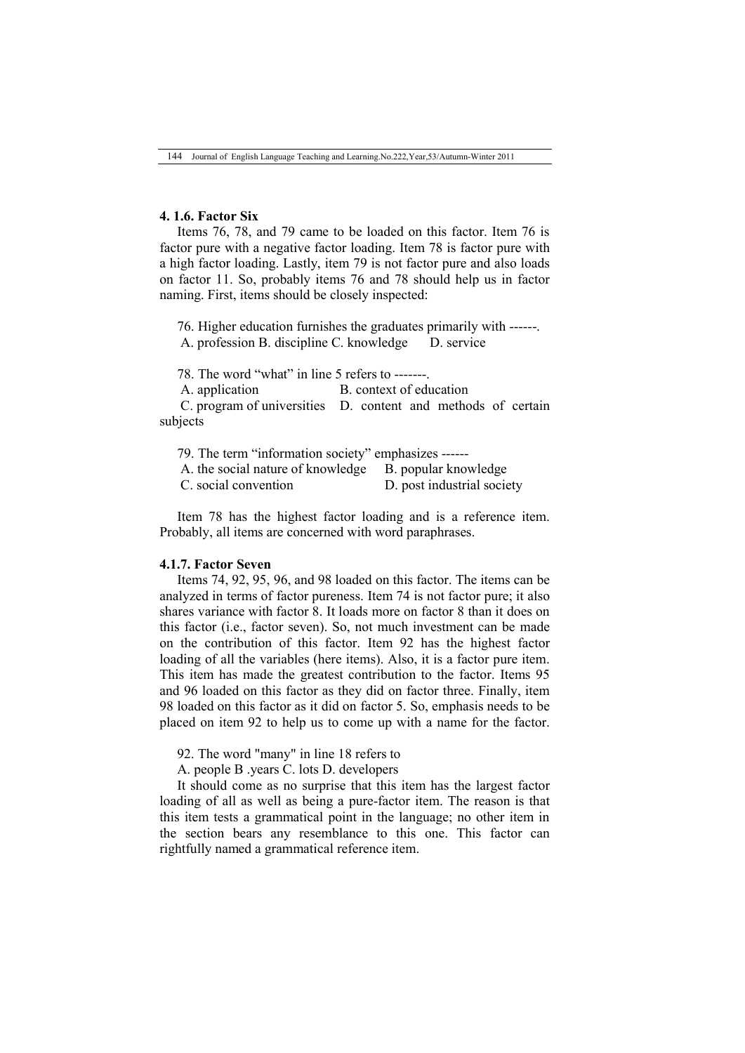#### 4. 1.6. Factor Six

Items 76, 78, and 79 came to be loaded on this factor. Item 76 is factor pure with a negative factor loading. Item 78 is factor pure with a high factor loading. Lastly, item 79 is not factor pure and also loads on factor 11. So, probably items 76 and 78 should help us in factor naming. First, items should be closely inspected:

76. Higher education furnishes the graduates primarily with ------.
A. profession B. discipline C. knowledge D. service

78. The word "what" in line 5 refers to -------.
A. application B. context of education
C. program of universities D. content and methods of certain subjects

79. The term "information society" emphasizes ------
A. the social nature of knowledge B. popular knowledge
C. social convention D. post industrial society

Item 78 has the highest factor loading and is a reference item. Probably, all items are concerned with word paraphrases.

#### 4.1.7. Factor Seven

Items 74, 92, 95, 96, and 98 loaded on this factor. The items can be analyzed in terms of factor pureness. Item 74 is not factor pure; it also shares variance with factor 8. It loads more on factor 8 than it does on this factor (i.e., factor seven). So, not much investment can be made on the contribution of this factor. Item 92 has the highest factor loading of all the variables (here items). Also, it is a factor pure item. This item has made the greatest contribution to the factor. Items 95 and 96 loaded on this factor as they did on factor three. Finally, item 98 loaded on this factor as it did on factor 5. So, emphasis needs to be placed on item 92 to help us to come up with a name for the factor.

92. The word "many" in line 18 refers to
A. people B .years C. lots D. developers

It should come as no surprise that this item has the largest factor loading of all as well as being a pure-factor item. The reason is that this item tests a grammatical point in the language; no other item in the section bears any resemblance to this one. This factor can rightfully named a grammatical reference item.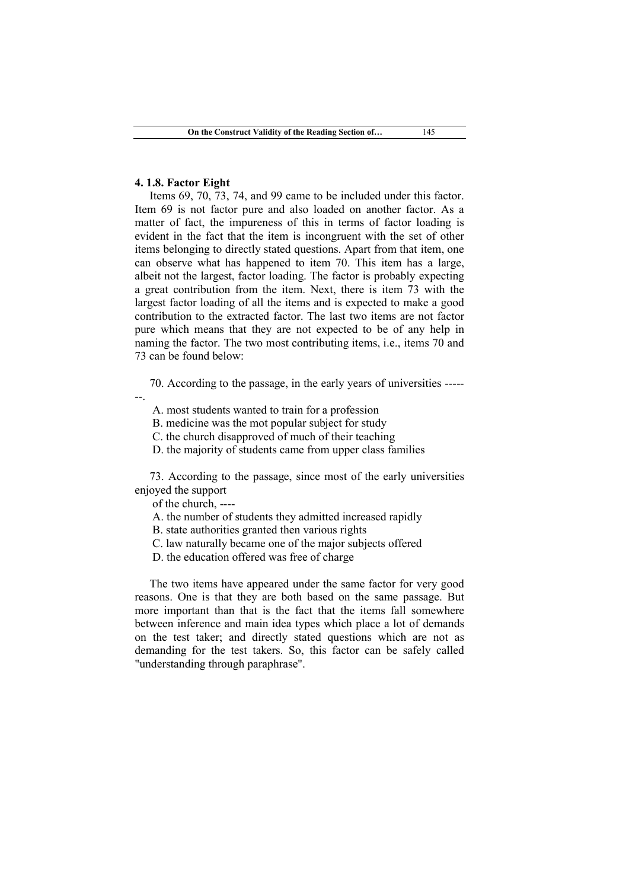### 4. 1.8. Factor Eight

Items 69, 70, 73, 74, and 99 came to be included under this factor. Item 69 is not factor pure and also loaded on another factor. As a matter of fact, the impureness of this in terms of factor loading is evident in the fact that the item is incongruent with the set of other items belonging to directly stated questions. Apart from that item, one can observe what has happened to item 70. This item has a large, albeit not the largest, factor loading. The factor is probably expecting a great contribution from the item. Next, there is item 73 with the largest factor loading of all the items and is expected to make a good contribution to the extracted factor. The last two items are not factor pure which means that they are not expected to be of any help in naming the factor. The two most contributing items, i.e., items 70 and 73 can be found below:

70. According to the passage, in the early years of universities -------.

A. most students wanted to train for a profession
B. medicine was the mot popular subject for study
C. the church disapproved of much of their teaching
D. the majority of students came from upper class families

73. According to the passage, since most of the early universities enjoyed the support of the church, ----

A. the number of students they admitted increased rapidly
B. state authorities granted then various rights
C. law naturally became one of the major subjects offered
D. the education offered was free of charge

The two items have appeared under the same factor for very good reasons. One is that they are both based on the same passage. But more important than that is the fact that the items fall somewhere between inference and main idea types which place a lot of demands on the test taker; and directly stated questions which are not as demanding for the test takers. So, this factor can be safely called "understanding through paraphrase".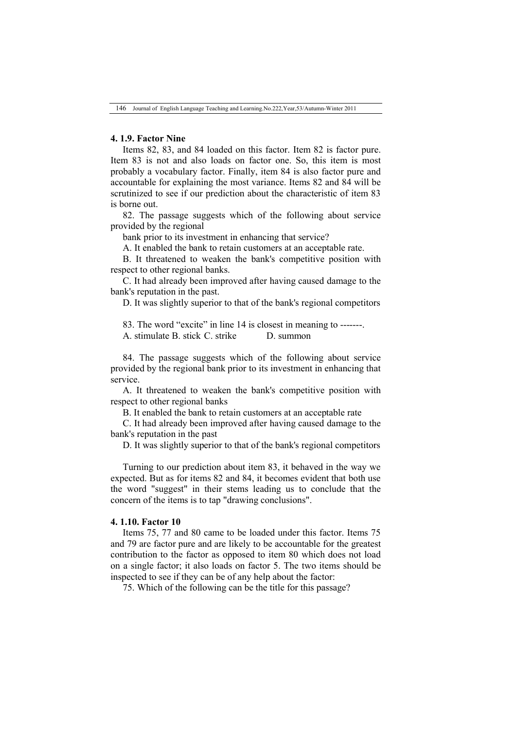#### 4. 1.9. Factor Nine

Items 82, 83, and 84 loaded on this factor. Item 82 is factor pure. Item 83 is not and also loads on factor one. So, this item is most probably a vocabulary factor. Finally, item 84 is also factor pure and accountable for explaining the most variance. Items 82 and 84 will be scrutinized to see if our prediction about the characteristic of item 83 is borne out.

82. The passage suggests which of the following about service provided by the regional

bank prior to its investment in enhancing that service?

A. It enabled the bank to retain customers at an acceptable rate.

B. It threatened to weaken the bank's competitive position with respect to other regional banks.

C. It had already been improved after having caused damage to the bank's reputation in the past.

D. It was slightly superior to that of the bank's regional competitors

83. The word "excite" in line 14 is closest in meaning to -------.

A. stimulate B. stick C. strike D. summon

84. The passage suggests which of the following about service provided by the regional bank prior to its investment in enhancing that service.

A. It threatened to weaken the bank's competitive position with respect to other regional banks

B. It enabled the bank to retain customers at an acceptable rate

C. It had already been improved after having caused damage to the bank's reputation in the past

D. It was slightly superior to that of the bank's regional competitors

Turning to our prediction about item 83, it behaved in the way we expected. But as for items 82 and 84, it becomes evident that both use the word "suggest" in their stems leading us to conclude that the concern of the items is to tap "drawing conclusions".

#### 4. 1.10. Factor 10

Items 75, 77 and 80 came to be loaded under this factor. Items 75 and 79 are factor pure and are likely to be accountable for the greatest contribution to the factor as opposed to item 80 which does not load on a single factor; it also loads on factor 5. The two items should be inspected to see if they can be of any help about the factor:

75. Which of the following can be the title for this passage?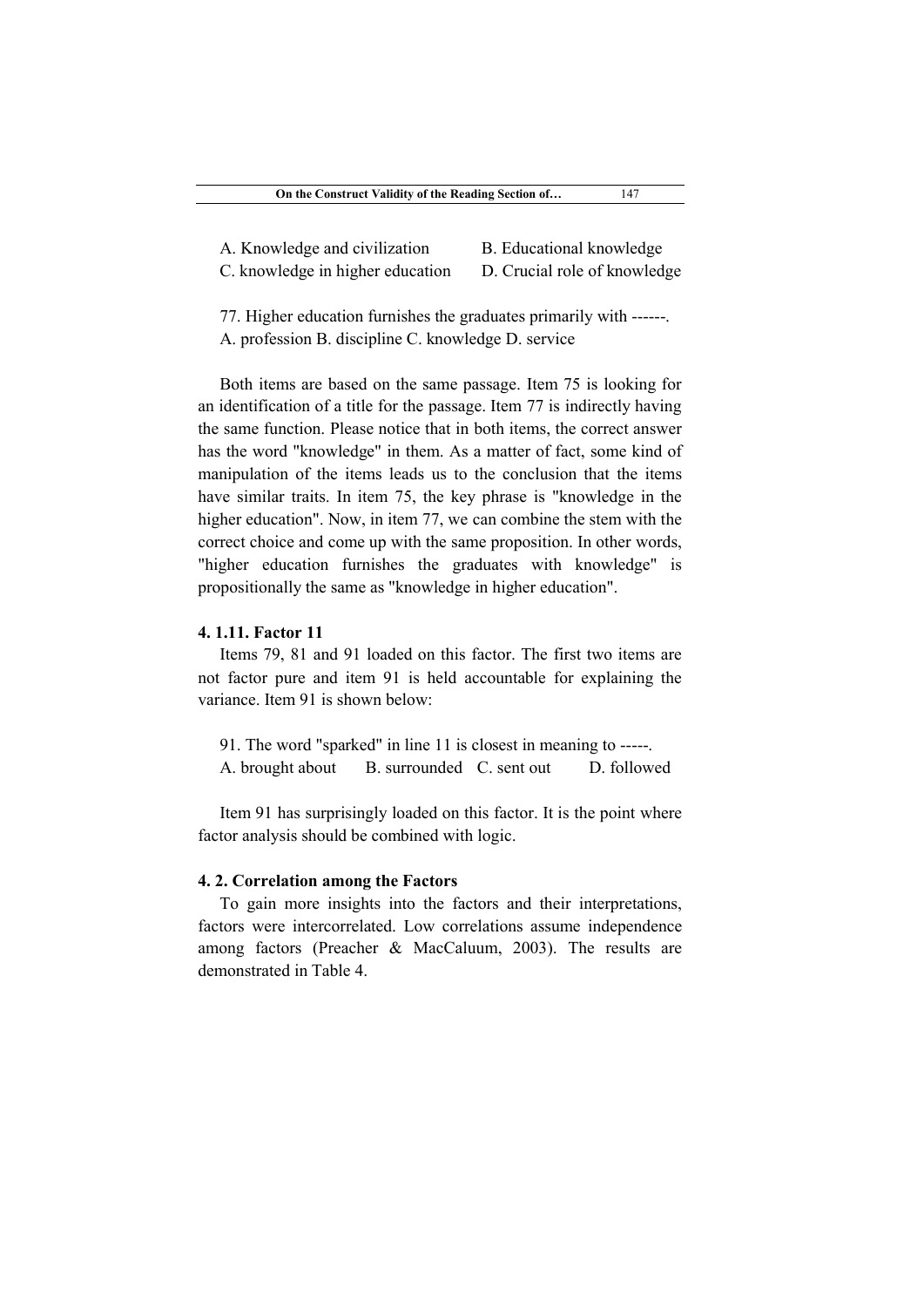A. Knowledge and civilization    B. Educational knowledge
C. knowledge in higher education    D. Crucial role of knowledge

77. Higher education furnishes the graduates primarily with ------.
A. profession B. discipline C. knowledge D. service

Both items are based on the same passage. Item 75 is looking for an identification of a title for the passage. Item 77 is indirectly having the same function. Please notice that in both items, the correct answer has the word "knowledge" in them. As a matter of fact, some kind of manipulation of the items leads us to the conclusion that the items have similar traits. In item 75, the key phrase is "knowledge in the higher education". Now, in item 77, we can combine the stem with the correct choice and come up with the same proposition. In other words, "higher education furnishes the graduates with knowledge" is propositionally the same as "knowledge in higher education".

#### 4. 1.11. Factor 11

Items 79, 81 and 91 loaded on this factor. The first two items are not factor pure and item 91 is held accountable for explaining the variance. Item 91 is shown below:

91. The word "sparked" in line 11 is closest in meaning to -----.
A. brought about    B. surrounded    C. sent out    D. followed

Item 91 has surprisingly loaded on this factor. It is the point where factor analysis should be combined with logic.

### 4. 2. Correlation among the Factors

To gain more insights into the factors and their interpretations, factors were intercorrelated. Low correlations assume independence among factors (Preacher & MacCaluum, 2003). The results are demonstrated in Table 4.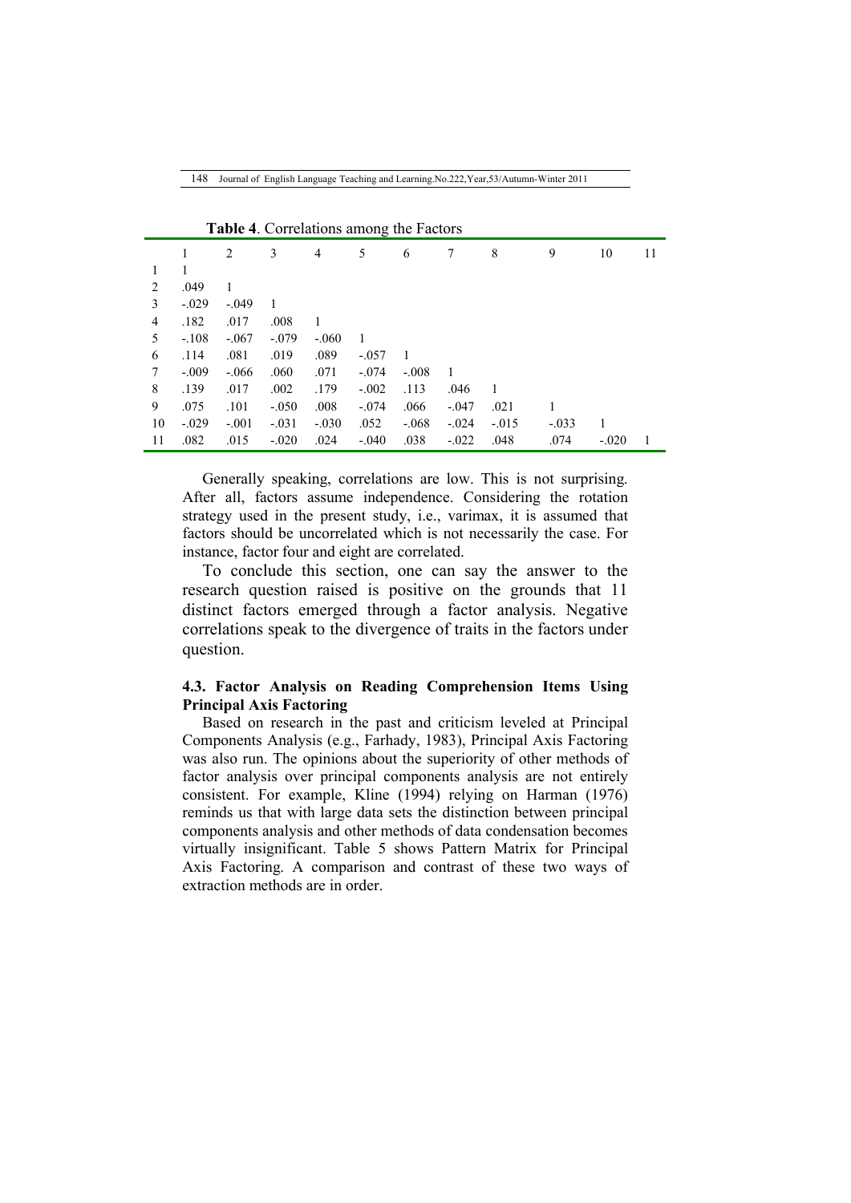**Table 4**. Correlations among the Factors

| | 1 | 2 | 3 | 4 | 5 | 6 | 7 | 8 | 9 | 10 | 11 |
|---|---|---|---|---|---|---|---|---|---|---|---|
| 1 | 1 | | | | | | | | | | |
| 2 | .049 | 1 | | | | | | | | | |
| 3 | -.029 | -.049 | 1 | | | | | | | | |
| 4 | .182 | .017 | .008 | 1 | | | | | | | |
| 5 | -.108 | -.067 | -.079 | -.060 | 1 | | | | | | |
| 6 | .114 | .081 | .019 | .089 | -.057 | 1 | | | | | |
| 7 | -.009 | -.066 | .060 | .071 | -.074 | -.008 | 1 | | | | |
| 8 | .139 | .017 | .002 | .179 | -.002 | .113 | .046 | 1 | | | |
| 9 | .075 | .101 | -.050 | .008 | -.074 | .066 | -.047 | .021 | 1 | | |
| 10 | -.029 | -.001 | -.031 | -.030 | .052 | -.068 | -.024 | -.015 | -.033 | 1 | |
| 11 | .082 | .015 | -.020 | .024 | -.040 | .038 | -.022 | .048 | .074 | -.020 | 1 |

Generally speaking, correlations are low. This is not surprising. After all, factors assume independence. Considering the rotation strategy used in the present study, i.e., varimax, it is assumed that factors should be uncorrelated which is not necessarily the case. For instance, factor four and eight are correlated.

To conclude this section, one can say the answer to the research question raised is positive on the grounds that 11 distinct factors emerged through a factor analysis. Negative correlations speak to the divergence of traits in the factors under question.

### 4.3. Factor Analysis on Reading Comprehension Items Using Principal Axis Factoring

Based on research in the past and criticism leveled at Principal Components Analysis (e.g., Farhady, 1983), Principal Axis Factoring was also run. The opinions about the superiority of other methods of factor analysis over principal components analysis are not entirely consistent. For example, Kline (1994) relying on Harman (1976) reminds us that with large data sets the distinction between principal components analysis and other methods of data condensation becomes virtually insignificant. Table 5 shows Pattern Matrix for Principal Axis Factoring. A comparison and contrast of these two ways of extraction methods are in order.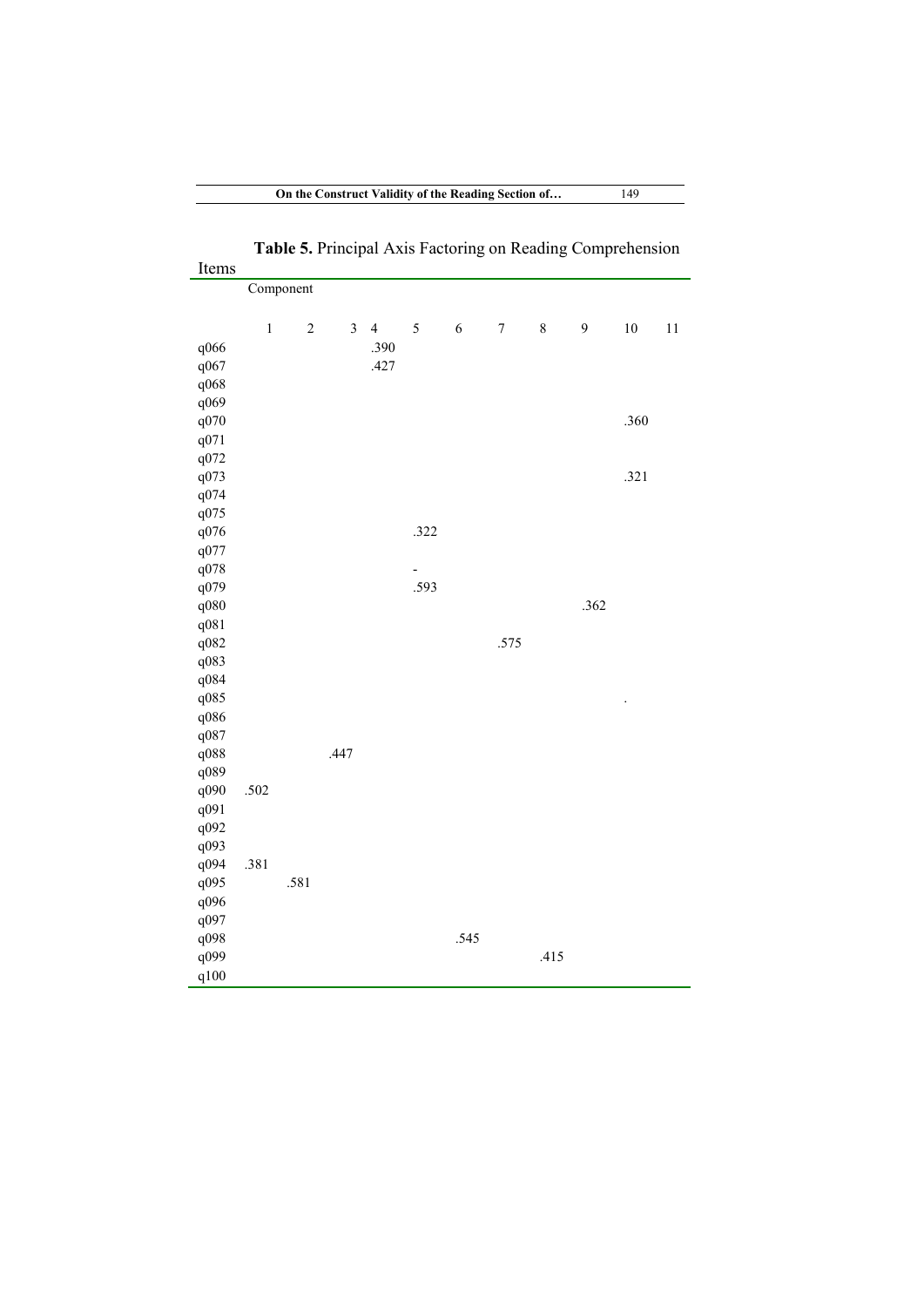**Table 5.** Principal Axis Factoring on Reading Comprehension

| Items | Component | | | | | | | | | | |
|---|---|---|---|---|---|---|---|---|---|---|---|
| | 1 | 2 | 3 | 4 | 5 | 6 | 7 | 8 | 9 | 10 | 11 |
| q066 | | | | .390 | | | | | | | |
| q067 | | | | .427 | | | | | | | |
| q068 | | | | | | | | | | | |
| q069 | | | | | | | | | | | |
| q070 | | | | | | | | | | .360 | |
| q071 | | | | | | | | | | | |
| q072 | | | | | | | | | | | |
| q073 | | | | | | | | | | .321 | |
| q074 | | | | | | | | | | | |
| q075 | | | | | | | | | | | |
| q076 | | | | | .322 | | | | | | |
| q077 | | | | | | | | | | | |
| q078 | | | | | - | | | | | | |
| q079 | | | | | .593 | | | | | | |
| q080 | | | | | | | | | .362 | | |
| q081 | | | | | | | | | | | |
| q082 | | | | | | | .575 | | | | |
| q083 | | | | | | | | | | | |
| q084 | | | | | | | | | | | |
| q085 | | | | | | | | | | . | |
| q086 | | | | | | | | | | | |
| q087 | | | | | | | | | | | |
| q088 | | | .447 | | | | | | | | |
| q089 | | | | | | | | | | | |
| q090 | .502 | | | | | | | | | | |
| q091 | | | | | | | | | | | |
| q092 | | | | | | | | | | | |
| q093 | | | | | | | | | | | |
| q094 | .381 | | | | | | | | | | |
| q095 | | .581 | | | | | | | | | |
| q096 | | | | | | | | | | | |
| q097 | | | | | | | | | | | |
| q098 | | | | | | .545 | | | | | |
| q099 | | | | | | | | .415 | | | |
| q100 | | | | | | | | | | | |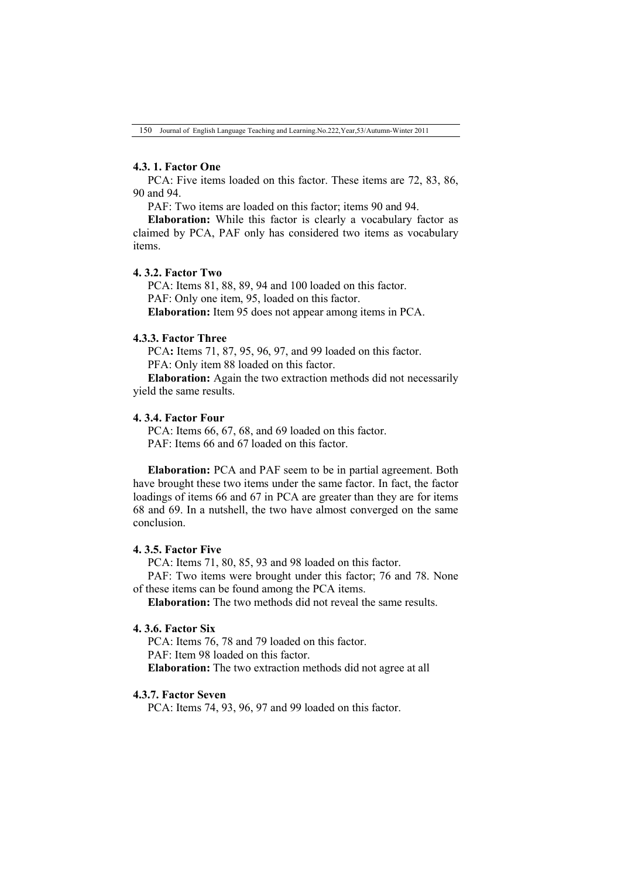#### 4.3. 1. Factor One

PCA: Five items loaded on this factor. These items are 72, 83, 86, 90 and 94.

PAF: Two items are loaded on this factor; items 90 and 94.

**Elaboration:** While this factor is clearly a vocabulary factor as claimed by PCA, PAF only has considered two items as vocabulary items.

#### 4. 3.2. Factor Two

PCA: Items 81, 88, 89, 94 and 100 loaded on this factor.

PAF: Only one item, 95, loaded on this factor.

**Elaboration:** Item 95 does not appear among items in PCA.

#### 4.3.3. Factor Three

PCA**:** Items 71, 87, 95, 96, 97, and 99 loaded on this factor.

PFA: Only item 88 loaded on this factor.

**Elaboration:** Again the two extraction methods did not necessarily yield the same results.

#### 4. 3.4. Factor Four

PCA: Items 66, 67, 68, and 69 loaded on this factor.

PAF: Items 66 and 67 loaded on this factor.

**Elaboration:** PCA and PAF seem to be in partial agreement. Both have brought these two items under the same factor. In fact, the factor loadings of items 66 and 67 in PCA are greater than they are for items 68 and 69. In a nutshell, the two have almost converged on the same conclusion.

#### 4. 3.5. Factor Five

PCA: Items 71, 80, 85, 93 and 98 loaded on this factor.

PAF: Two items were brought under this factor; 76 and 78. None of these items can be found among the PCA items.

**Elaboration:** The two methods did not reveal the same results.

#### 4. 3.6. Factor Six

PCA: Items 76, 78 and 79 loaded on this factor.

PAF: Item 98 loaded on this factor.

**Elaboration:** The two extraction methods did not agree at all

#### 4.3.7. Factor Seven

PCA: Items 74, 93, 96, 97 and 99 loaded on this factor.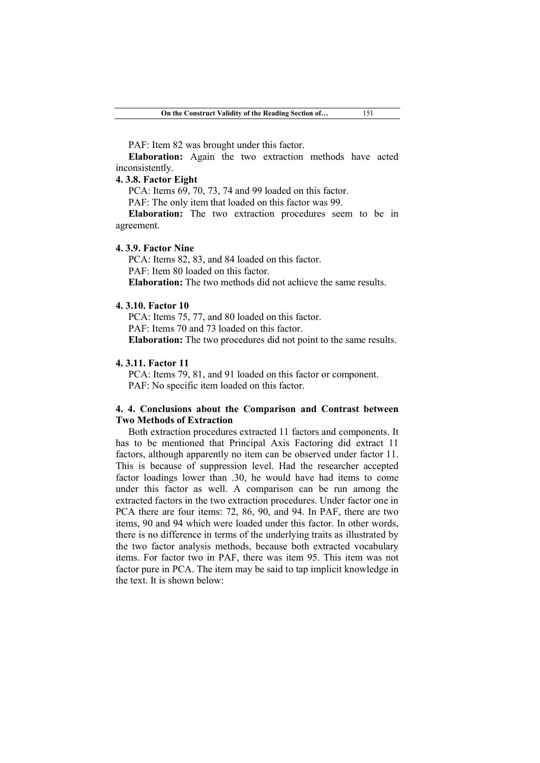PAF: Item 82 was brought under this factor.

**Elaboration:** Again the two extraction methods have acted inconsistently.

#### 4. 3.8. Factor Eight

PCA: Items 69, 70, 73, 74 and 99 loaded on this factor.

PAF: The only item that loaded on this factor was 99.

**Elaboration:** The two extraction procedures seem to be in agreement.

#### 4. 3.9. Factor Nine

PCA: Items 82, 83, and 84 loaded on this factor.

PAF: Item 80 loaded on this factor.

**Elaboration:** The two methods did not achieve the same results.

#### 4. 3.10. Factor 10

PCA: Items 75, 77, and 80 loaded on this factor.

PAF: Items 70 and 73 loaded on this factor.

**Elaboration:** The two procedures did not point to the same results.

#### 4. 3.11. Factor 11

PCA: Items 79, 81, and 91 loaded on this factor or component.

PAF: No specific item loaded on this factor.

### 4. 4. Conclusions about the Comparison and Contrast between Two Methods of Extraction

Both extraction procedures extracted 11 factors and components. It has to be mentioned that Principal Axis Factoring did extract 11 factors, although apparently no item can be observed under factor 11. This is because of suppression level. Had the researcher accepted factor loadings lower than .30, he would have had items to come under this factor as well. A comparison can be run among the extracted factors in the two extraction procedures. Under factor one in PCA there are four items: 72, 86, 90, and 94. In PAF, there are two items, 90 and 94 which were loaded under this factor. In other words, there is no difference in terms of the underlying traits as illustrated by the two factor analysis methods, because both extracted vocabulary items. For factor two in PAF, there was item 95. This item was not factor pure in PCA. The item may be said to tap implicit knowledge in the text. It is shown below: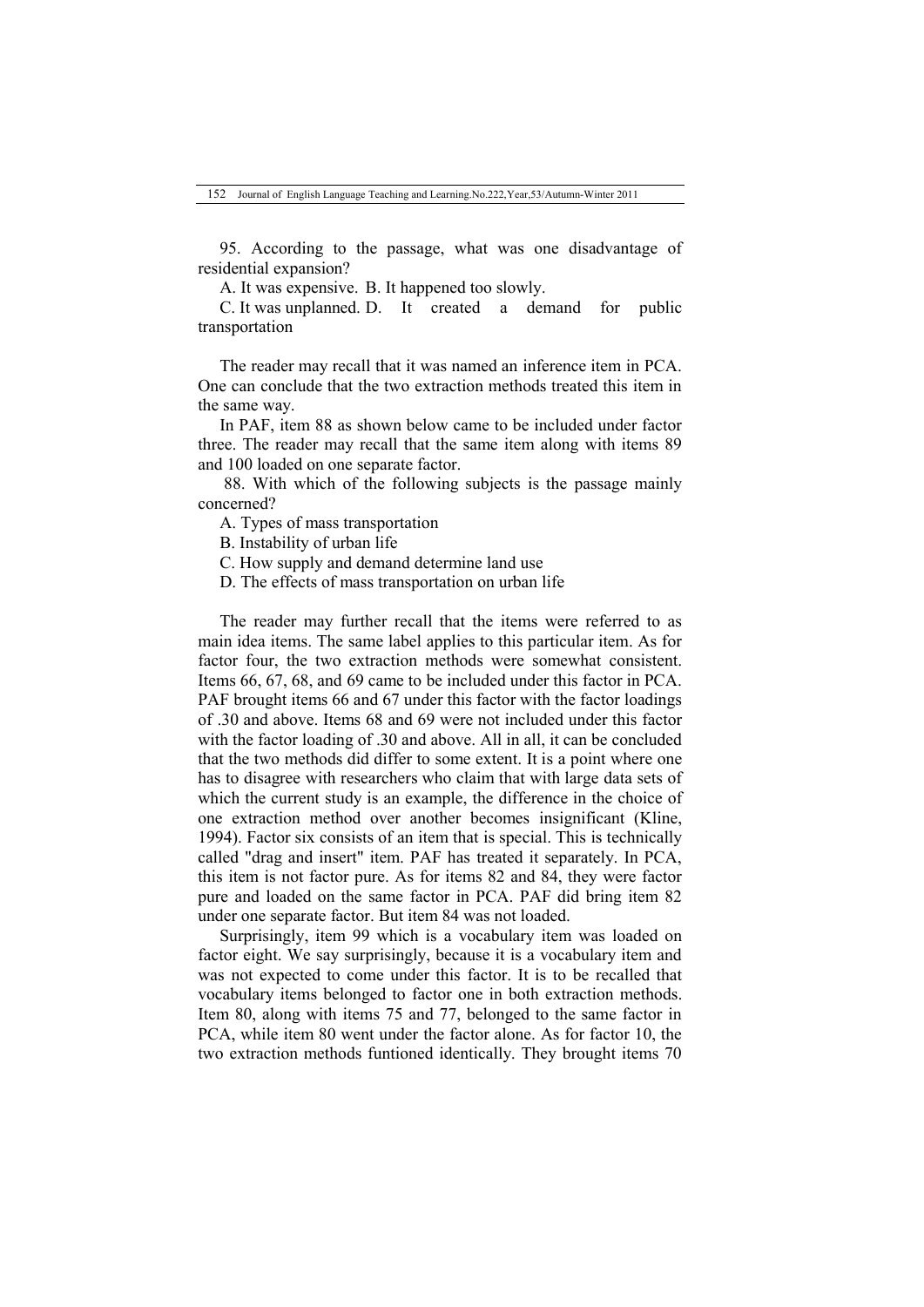95. According to the passage, what was one disadvantage of residential expansion?

A. It was expensive. B. It happened too slowly.

C. It was unplanned. D. It created a demand for public transportation

The reader may recall that it was named an inference item in PCA. One can conclude that the two extraction methods treated this item in the same way.

In PAF, item 88 as shown below came to be included under factor three. The reader may recall that the same item along with items 89 and 100 loaded on one separate factor.

88. With which of the following subjects is the passage mainly concerned?

A. Types of mass transportation

B. Instability of urban life

C. How supply and demand determine land use

D. The effects of mass transportation on urban life

The reader may further recall that the items were referred to as main idea items. The same label applies to this particular item. As for factor four, the two extraction methods were somewhat consistent. Items 66, 67, 68, and 69 came to be included under this factor in PCA. PAF brought items 66 and 67 under this factor with the factor loadings of .30 and above. Items 68 and 69 were not included under this factor with the factor loading of .30 and above. All in all, it can be concluded that the two methods did differ to some extent. It is a point where one has to disagree with researchers who claim that with large data sets of which the current study is an example, the difference in the choice of one extraction method over another becomes insignificant (Kline, 1994). Factor six consists of an item that is special. This is technically called "drag and insert" item. PAF has treated it separately. In PCA, this item is not factor pure. As for items 82 and 84, they were factor pure and loaded on the same factor in PCA. PAF did bring item 82 under one separate factor. But item 84 was not loaded.

Surprisingly, item 99 which is a vocabulary item was loaded on factor eight. We say surprisingly, because it is a vocabulary item and was not expected to come under this factor. It is to be recalled that vocabulary items belonged to factor one in both extraction methods. Item 80, along with items 75 and 77, belonged to the same factor in PCA, while item 80 went under the factor alone. As for factor 10, the two extraction methods funtioned identically. They brought items 70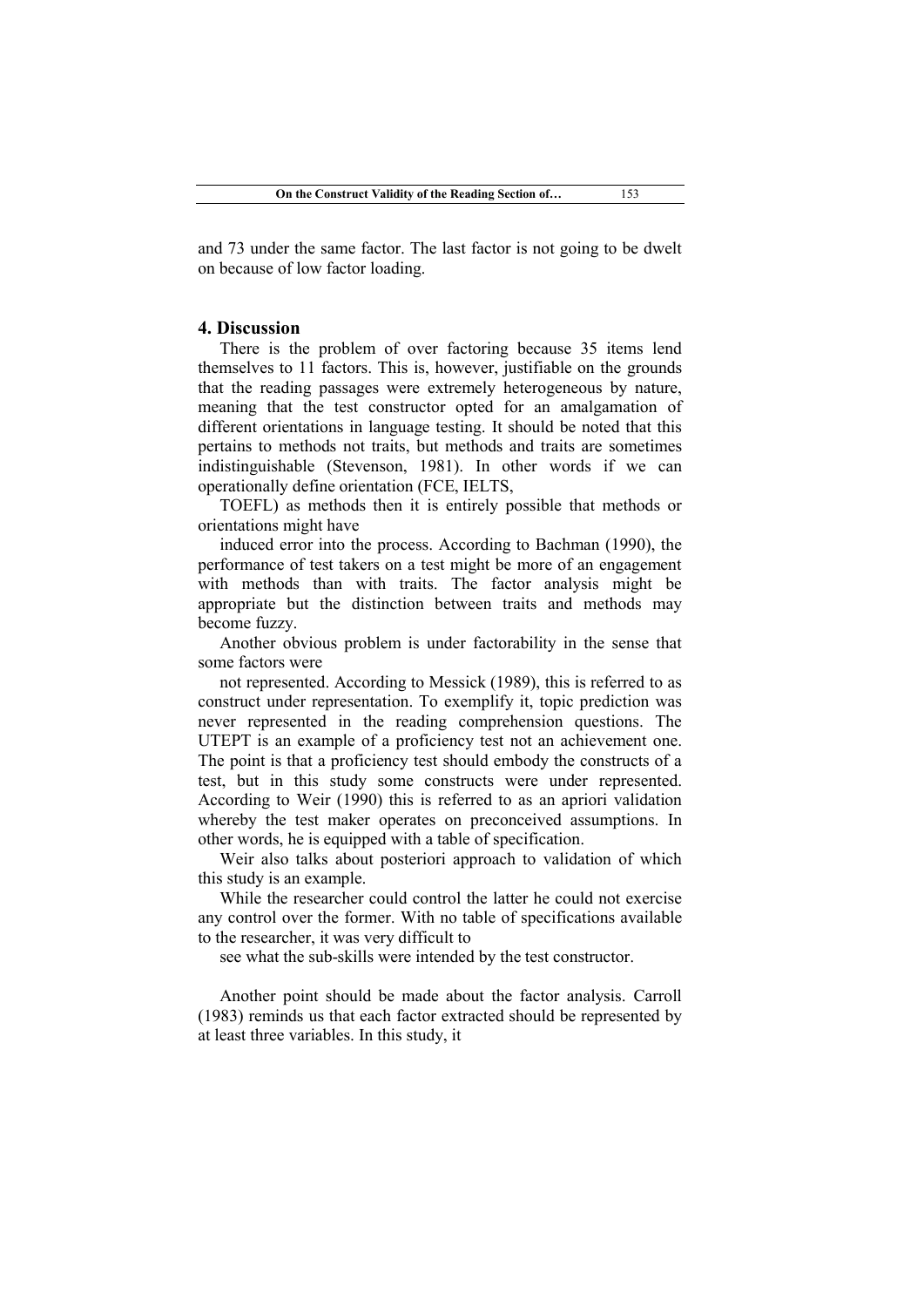and 73 under the same factor. The last factor is not going to be dwelt on because of low factor loading.

## 4. Discussion

There is the problem of over factoring because 35 items lend themselves to 11 factors. This is, however, justifiable on the grounds that the reading passages were extremely heterogeneous by nature, meaning that the test constructor opted for an amalgamation of different orientations in language testing. It should be noted that this pertains to methods not traits, but methods and traits are sometimes indistinguishable (Stevenson, 1981). In other words if we can operationally define orientation (FCE, IELTS, TOEFL) as methods then it is entirely possible that methods or orientations might have induced error into the process. According to Bachman (1990), the performance of test takers on a test might be more of an engagement with methods than with traits. The factor analysis might be appropriate but the distinction between traits and methods may become fuzzy.

Another obvious problem is under factorability in the sense that some factors were not represented. According to Messick (1989), this is referred to as construct under representation. To exemplify it, topic prediction was never represented in the reading comprehension questions. The UTEPT is an example of a proficiency test not an achievement one. The point is that a proficiency test should embody the constructs of a test, but in this study some constructs were under represented. According to Weir (1990) this is referred to as an apriori validation whereby the test maker operates on preconceived assumptions. In other words, he is equipped with a table of specification.

Weir also talks about posteriori approach to validation of which this study is an example.

While the researcher could control the latter he could not exercise any control over the former. With no table of specifications available to the researcher, it was very difficult to see what the sub-skills were intended by the test constructor.

Another point should be made about the factor analysis. Carroll (1983) reminds us that each factor extracted should be represented by at least three variables. In this study, it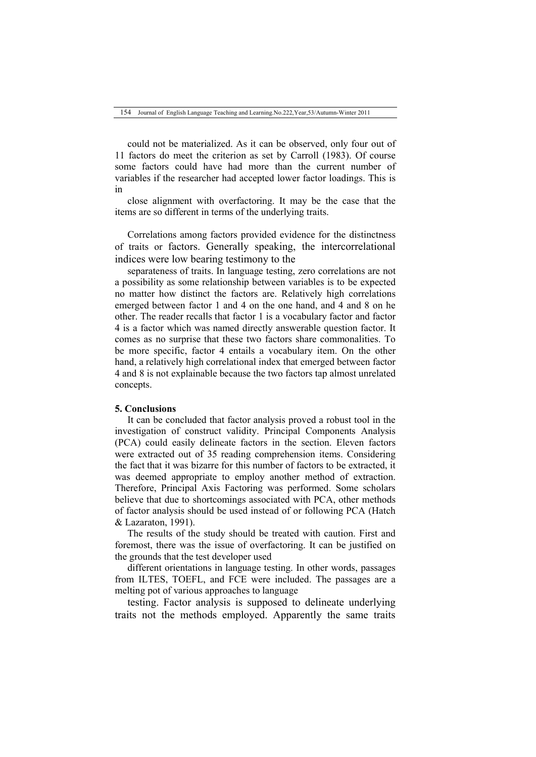could not be materialized. As it can be observed, only four out of 11 factors do meet the criterion as set by Carroll (1983). Of course some factors could have had more than the current number of variables if the researcher had accepted lower factor loadings. This is in close alignment with overfactoring. It may be the case that the items are so different in terms of the underlying traits.

Correlations among factors provided evidence for the distinctness of traits or factors. Generally speaking, the intercorrelational indices were low bearing testimony to the separateness of traits. In language testing, zero correlations are not a possibility as some relationship between variables is to be expected no matter how distinct the factors are. Relatively high correlations emerged between factor 1 and 4 on the one hand, and 4 and 8 on he other. The reader recalls that factor 1 is a vocabulary factor and factor 4 is a factor which was named directly answerable question factor. It comes as no surprise that these two factors share commonalities. To be more specific, factor 4 entails a vocabulary item. On the other hand, a relatively high correlational index that emerged between factor 4 and 8 is not explainable because the two factors tap almost unrelated concepts.

**5. Conclusions**

It can be concluded that factor analysis proved a robust tool in the investigation of construct validity. Principal Components Analysis (PCA) could easily delineate factors in the section. Eleven factors were extracted out of 35 reading comprehension items. Considering the fact that it was bizarre for this number of factors to be extracted, it was deemed appropriate to employ another method of extraction. Therefore, Principal Axis Factoring was performed. Some scholars believe that due to shortcomings associated with PCA, other methods of factor analysis should be used instead of or following PCA (Hatch & Lazaraton, 1991).

The results of the study should be treated with caution. First and foremost, there was the issue of overfactoring. It can be justified on the grounds that the test developer used different orientations in language testing. In other words, passages from ILTES, TOEFL, and FCE were included. The passages are a melting pot of various approaches to language testing. Factor analysis is supposed to delineate underlying traits not the methods employed. Apparently the same traits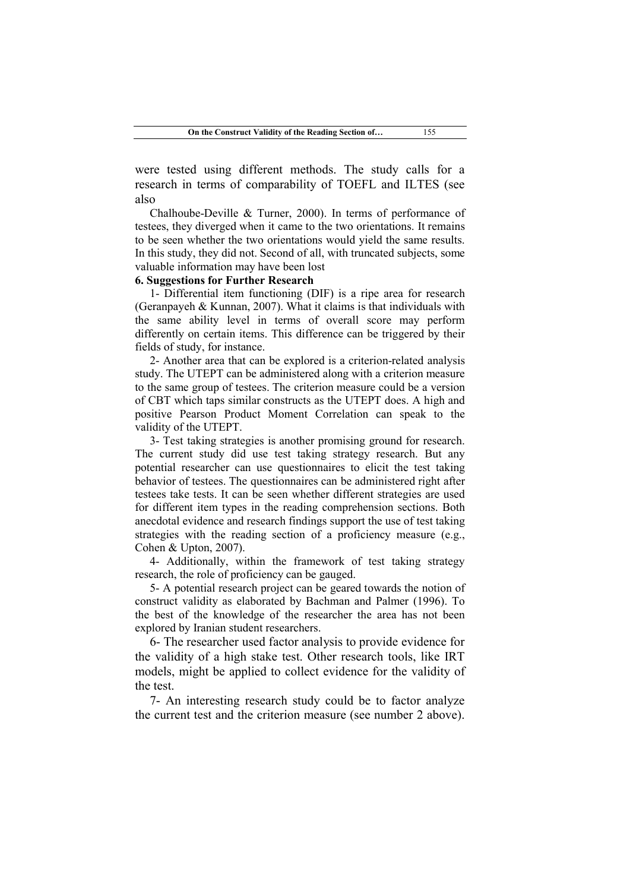were tested using different methods. The study calls for a research in terms of comparability of TOEFL and ILTES (see also

Chalhoube-Deville & Turner, 2000). In terms of performance of testees, they diverged when it came to the two orientations. It remains to be seen whether the two orientations would yield the same results. In this study, they did not. Second of all, with truncated subjects, some valuable information may have been lost

**6. Suggestions for Further Research**

1- Differential item functioning (DIF) is a ripe area for research (Geranpayeh & Kunnan, 2007). What it claims is that individuals with the same ability level in terms of overall score may perform differently on certain items. This difference can be triggered by their fields of study, for instance.

2- Another area that can be explored is a criterion-related analysis study. The UTEPT can be administered along with a criterion measure to the same group of testees. The criterion measure could be a version of CBT which taps similar constructs as the UTEPT does. A high and positive Pearson Product Moment Correlation can speak to the validity of the UTEPT.

3- Test taking strategies is another promising ground for research. The current study did use test taking strategy research. But any potential researcher can use questionnaires to elicit the test taking behavior of testees. The questionnaires can be administered right after testees take tests. It can be seen whether different strategies are used for different item types in the reading comprehension sections. Both anecdotal evidence and research findings support the use of test taking strategies with the reading section of a proficiency measure (e.g., Cohen & Upton, 2007).

4- Additionally, within the framework of test taking strategy research, the role of proficiency can be gauged.

5- A potential research project can be geared towards the notion of construct validity as elaborated by Bachman and Palmer (1996). To the best of the knowledge of the researcher the area has not been explored by Iranian student researchers.

6- The researcher used factor analysis to provide evidence for the validity of a high stake test. Other research tools, like IRT models, might be applied to collect evidence for the validity of the test.

7- An interesting research study could be to factor analyze the current test and the criterion measure (see number 2 above).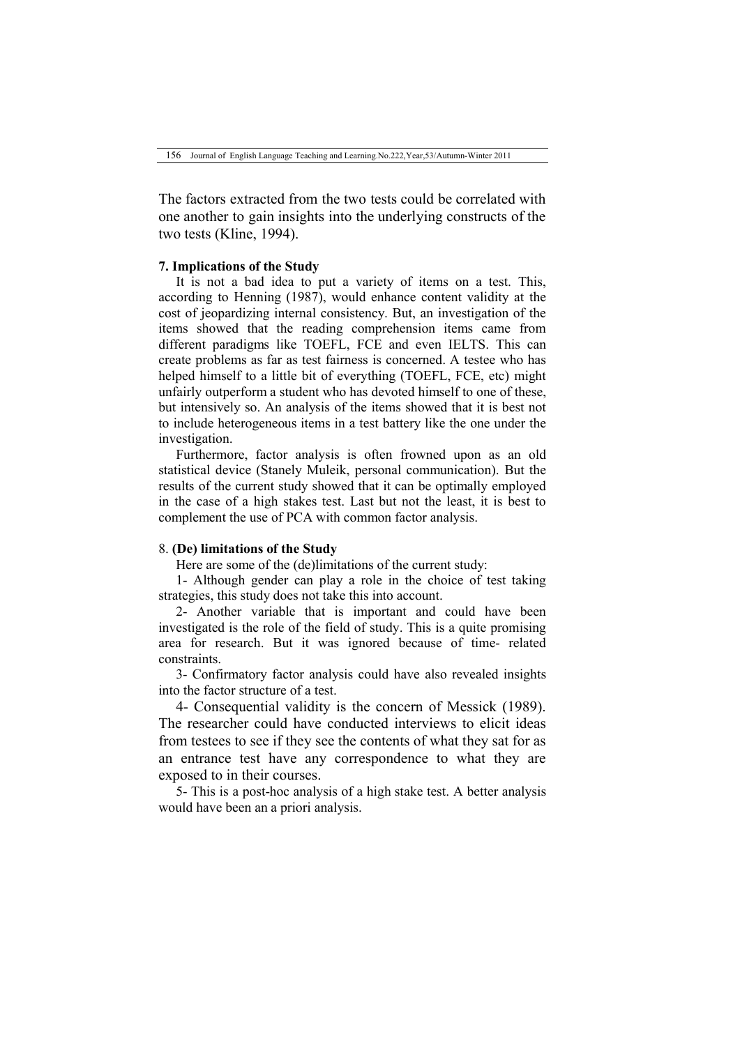The factors extracted from the two tests could be correlated with one another to gain insights into the underlying constructs of the two tests (Kline, 1994).

### 7. Implications of the Study

It is not a bad idea to put a variety of items on a test. This, according to Henning (1987), would enhance content validity at the cost of jeopardizing internal consistency. But, an investigation of the items showed that the reading comprehension items came from different paradigms like TOEFL, FCE and even IELTS. This can create problems as far as test fairness is concerned. A testee who has helped himself to a little bit of everything (TOEFL, FCE, etc) might unfairly outperform a student who has devoted himself to one of these, but intensively so. An analysis of the items showed that it is best not to include heterogeneous items in a test battery like the one under the investigation.

Furthermore, factor analysis is often frowned upon as an old statistical device (Stanely Muleik, personal communication). But the results of the current study showed that it can be optimally employed in the case of a high stakes test. Last but not the least, it is best to complement the use of PCA with common factor analysis.

### 8. (De) limitations of the Study

Here are some of the (de)limitations of the current study:

1- Although gender can play a role in the choice of test taking strategies, this study does not take this into account.

2- Another variable that is important and could have been investigated is the role of the field of study. This is a quite promising area for research. But it was ignored because of time- related constraints.

3- Confirmatory factor analysis could have also revealed insights into the factor structure of a test.

4- Consequential validity is the concern of Messick (1989). The researcher could have conducted interviews to elicit ideas from testees to see if they see the contents of what they sat for as an entrance test have any correspondence to what they are exposed to in their courses.

5- This is a post-hoc analysis of a high stake test. A better analysis would have been an a priori analysis.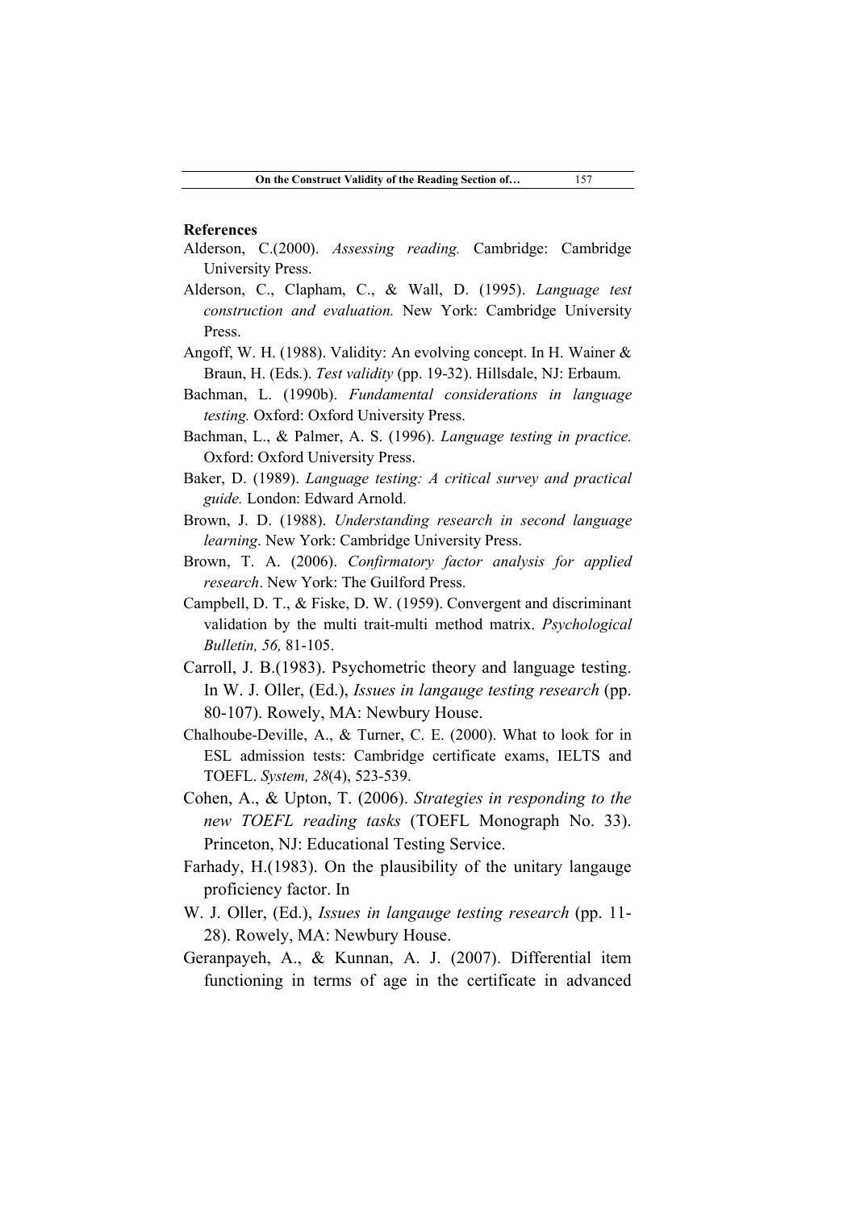**References**

Alderson, C.(2000). *Assessing reading.* Cambridge: Cambridge University Press.

Alderson, C., Clapham, C., & Wall, D. (1995). *Language test construction and evaluation.* New York: Cambridge University Press.

Angoff, W. H. (1988). Validity: An evolving concept. In H. Wainer & Braun, H. (Eds.). *Test validity* (pp. 19-32). Hillsdale, NJ: Erbaum.

Bachman, L. (1990b). *Fundamental considerations in language testing.* Oxford: Oxford University Press.

Bachman, L., & Palmer, A. S. (1996). *Language testing in practice.* Oxford: Oxford University Press.

Baker, D. (1989). *Language testing: A critical survey and practical guide.* London: Edward Arnold.

Brown, J. D. (1988). *Understanding research in second language learning*. New York: Cambridge University Press.

Brown, T. A. (2006). *Confirmatory factor analysis for applied research*. New York: The Guilford Press.

Campbell, D. T., & Fiske, D. W. (1959). Convergent and discriminant validation by the multi trait-multi method matrix. *Psychological Bulletin, 56,* 81-105.

Carroll, J. B.(1983). Psychometric theory and language testing. In W. J. Oller, (Ed.), *Issues in langauge testing research* (pp. 80-107). Rowely, MA: Newbury House.

Chalhoube-Deville, A., & Turner, C. E. (2000). What to look for in ESL admission tests: Cambridge certificate exams, IELTS and TOEFL. *System, 28*(4), 523-539.

Cohen, A., & Upton, T. (2006). *Strategies in responding to the new TOEFL reading tasks* (TOEFL Monograph No. 33). Princeton, NJ: Educational Testing Service.

Farhady, H.(1983). On the plausibility of the unitary langauge proficiency factor. In

W. J. Oller, (Ed.), *Issues in langauge testing research* (pp. 11-28). Rowely, MA: Newbury House.

Geranpayeh, A., & Kunnan, A. J. (2007). Differential item functioning in terms of age in the certificate in advanced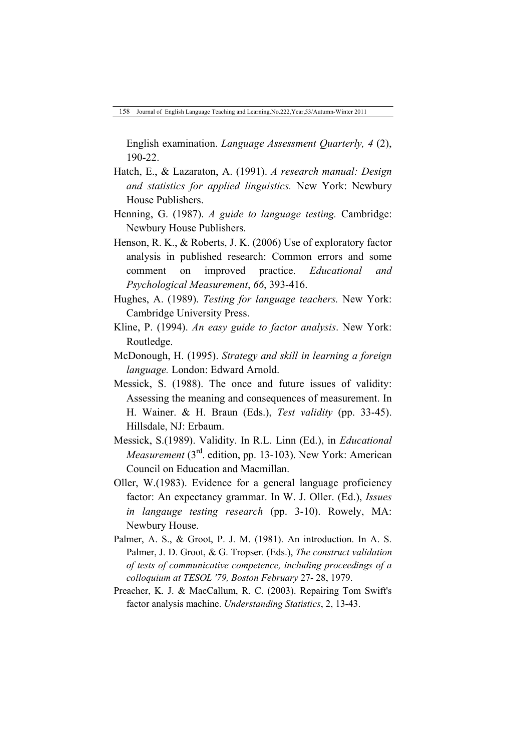English examination. *Language Assessment Quarterly, 4* (2), 190-22.

Hatch, E., & Lazaraton, A. (1991). *A research manual: Design and statistics for applied linguistics.* New York: Newbury House Publishers.

Henning, G. (1987). *A guide to language testing.* Cambridge: Newbury House Publishers.

Henson, R. K., & Roberts, J. K. (2006) Use of exploratory factor analysis in published research: Common errors and some comment on improved practice. *Educational and Psychological Measurement*, *66*, 393-416.

Hughes, A. (1989). *Testing for language teachers.* New York: Cambridge University Press.

Kline, P. (1994). *An easy guide to factor analysis*. New York: Routledge.

McDonough, H. (1995). *Strategy and skill in learning a foreign language.* London: Edward Arnold.

Messick, S. (1988). The once and future issues of validity: Assessing the meaning and consequences of measurement. In H. Wainer. & H. Braun (Eds.), *Test validity* (pp. 33-45). Hillsdale, NJ: Erbaum.

Messick, S.(1989). Validity. In R.L. Linn (Ed.), in *Educational Measurement* (3rd. edition, pp. 13-103). New York: American Council on Education and Macmillan.

Oller, W.(1983). Evidence for a general language proficiency factor: An expectancy grammar. In W. J. Oller. (Ed.), *Issues in langauge testing research* (pp. 3-10). Rowely, MA: Newbury House.

Palmer, A. S., & Groot, P. J. M. (1981). An introduction. In A. S. Palmer, J. D. Groot, & G. Tropser. (Eds.), *The construct validation of tests of communicative competence, including proceedings of a colloquium at TESOL '79, Boston February* 27- 28, 1979.

Preacher, K. J. & MacCallum, R. C. (2003). Repairing Tom Swift's factor analysis machine. *Understanding Statistics*, 2, 13-43.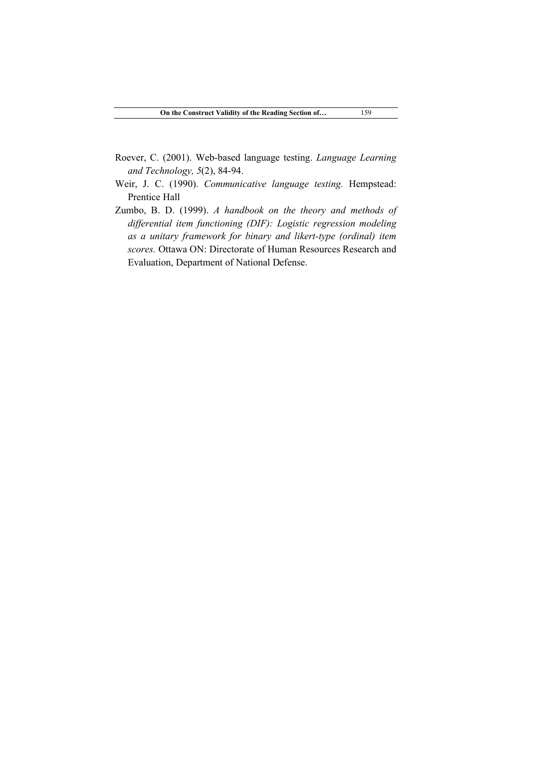Roever, C. (2001). Web-based language testing. *Language Learning and Technology, 5*(2), 84-94.

Weir, J. C. (1990). *Communicative language testing.* Hempstead: Prentice Hall

Zumbo, B. D. (1999). *A handbook on the theory and methods of differential item functioning (DIF): Logistic regression modeling as a unitary framework for binary and likert-type (ordinal) item scores.* Ottawa ON: Directorate of Human Resources Research and Evaluation, Department of National Defense.